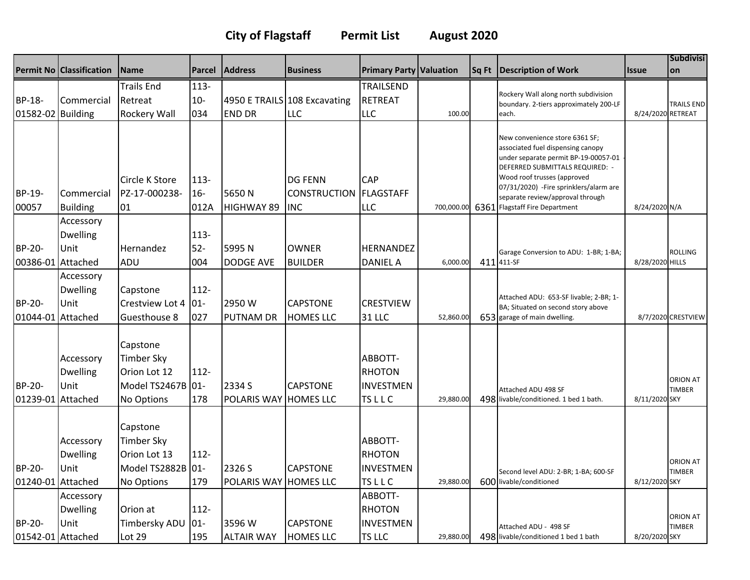# City of Flagstaff Permit List August 2020

| Permit No | Classification | Name | Parcel | Address | Business | Primary Party | Valuation | Sq Ft | Description of Work | Issue | Subdivision |
|---|---|---|---|---|---|---|---|---|---|---|---|
| BP-18-01582-02 | Commercial Building | Trails End Retreat Rockery Wall | 113-10-034 | 4950 E TRAILS END DR | 108 Excavating LLC | TRAILSEND RETREAT LLC | 100.00 | | Rockery Wall along north subdivision boundary. 2-tiers approximately 200-LF each. | 8/24/2020 | TRAILS END RETREAT |
| BP-19-00057 | Commercial Building | Circle K Store PZ-17-000238-01 | 113-16-012A | 5650 N HIGHWAY 89 | DG FENN CONSTRUCTION INC | CAP FLAGSTAFF LLC | 700,000.00 | 6361 | New convenience store 6361 SF; associated fuel dispensing canopy under separate permit BP-19-00057-01 - DEFERRED SUBMITTALS REQUIRED: -Wood roof trusses (approved 07/31/2020) -Fire sprinklers/alarm are separate review/approval through Flagstaff Fire Department | 8/24/2020 | N/A |
| BP-20-00386-01 | Accessory Dwelling Unit Attached | Hernandez ADU | 113-52-004 | 5995 N DODGE AVE | OWNER BUILDER | HERNANDEZ DANIEL A | 6,000.00 | 411 | Garage Conversion to ADU: 1-BR; 1-BA; 411-SF | 8/28/2020 | ROLLING HILLS |
| BP-20-01044-01 | Accessory Dwelling Unit Attached | Capstone Crestview Lot 4 Guesthouse 8 | 112-01-027 | 2950 W PUTNAM DR | CAPSTONE HOMES LLC | CRESTVIEW 31 LLC | 52,860.00 | 653 | Attached ADU: 653-SF livable; 2-BR; 1-BA; Situated on second story above garage of main dwelling. | 8/7/2020 | CRESTVIEW |
| BP-20-01239-01 | Accessory Dwelling Unit Attached | Capstone Timber Sky Orion Lot 12 Model TS2467B No Options | 112-01-178 | 2334 S POLARIS WAY | CAPSTONE HOMES LLC | ABBOTT-RHOTON INVESTMENTS L L C | 29,880.00 | 498 | Attached ADU 498 SF livable/conditioned. 1 bed 1 bath. | 8/11/2020 | ORION AT TIMBER SKY |
| BP-20-01240-01 | Accessory Dwelling Unit Attached | Capstone Timber Sky Orion Lot 13 Model TS2882B No Options | 112-01-179 | 2326 S POLARIS WAY | CAPSTONE HOMES LLC | ABBOTT-RHOTON INVESTMENTS L L C | 29,880.00 | 600 | Second level ADU: 2-BR; 1-BA; 600-SF livable/conditioned | 8/12/2020 | ORION AT TIMBER SKY |
| BP-20-01542-01 | Accessory Dwelling Unit Attached | Orion at Timbersky ADU Lot 29 | 112-01-195 | 3596 W ALTAIR WAY | CAPSTONE HOMES LLC | ABBOTT-RHOTON INVESTMENTS LLC | 29,880.00 | 498 | Attached ADU - 498 SF livable/conditioned 1 bed 1 bath | 8/20/2020 | ORION AT TIMBER SKY |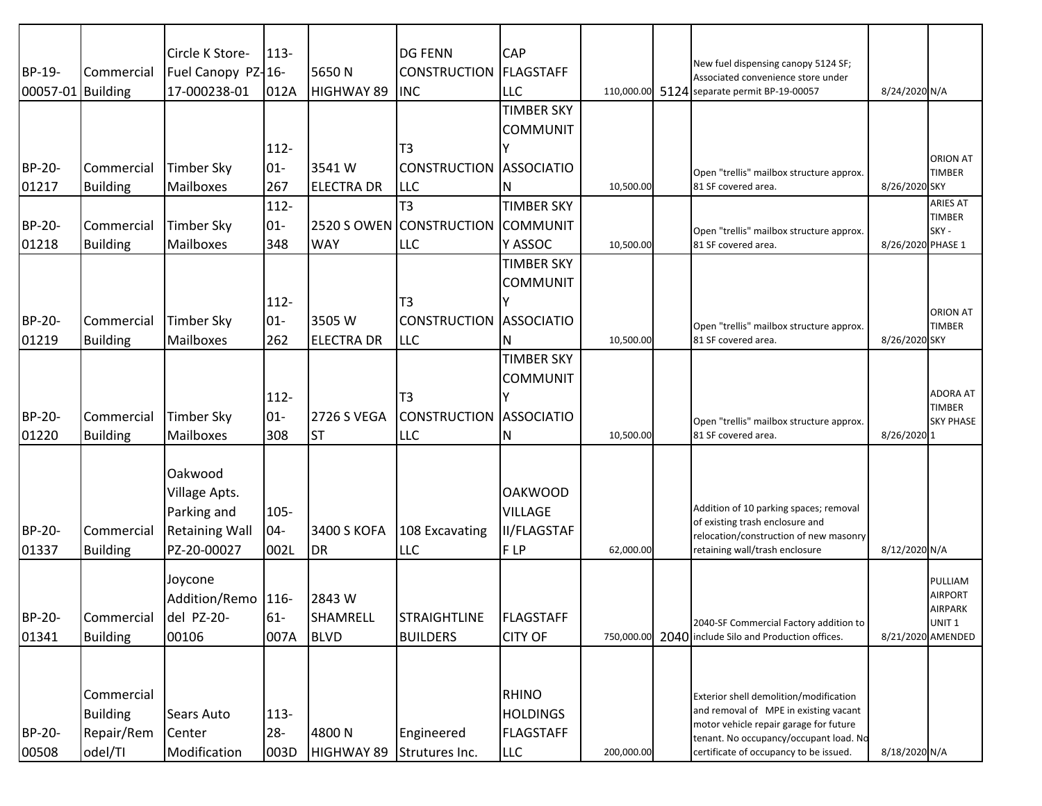| BP-19-00057-01 | Commercial Building | Circle K Store-Fuel Canopy PZ-17-000238-01 | 113-16-012A | 5650 N HIGHWAY 89 | DG FENN CONSTRUCTION INC | CAP FLAGSTAFF LLC | 110,000.00 | 5124 | New fuel dispensing canopy 5124 SF; Associated convenience store under separate permit BP-19-00057 | 8/24/2020 | N/A |
|---|---|---|---|---|---|---|---|---|---|---|---|
| BP-20-01217 | Commercial Building | Timber Sky Mailboxes | 112-01-267 | 3541 W ELECTRA DR | T3 CONSTRUCTION LLC | TIMBER SKY COMMUNITY ASSOCIATION | 10,500.00 | | Open "trellis" mailbox structure approx. 81 SF covered area. | 8/26/2020 | ORION AT TIMBER SKY |
| BP-20-01218 | Commercial Building | Timber Sky Mailboxes | 112-01-348 | 2520 S OWEN WAY | T3 CONSTRUCTION LLC | TIMBER SKY COMMUNITY ASSOC | 10,500.00 | | Open "trellis" mailbox structure approx. 81 SF covered area. | 8/26/2020 | ARIES AT TIMBER SKY - PHASE 1 |
| BP-20-01219 | Commercial Building | Timber Sky Mailboxes | 112-01-262 | 3505 W ELECTRA DR | T3 CONSTRUCTION LLC | TIMBER SKY COMMUNITY ASSOCIATION | 10,500.00 | | Open "trellis" mailbox structure approx. 81 SF covered area. | 8/26/2020 | ORION AT TIMBER SKY |
| BP-20-01220 | Commercial Building | Timber Sky Mailboxes | 112-01-308 | 2726 S VEGA ST | T3 CONSTRUCTION LLC | TIMBER SKY COMMUNITY ASSOCIATION | 10,500.00 | | Open "trellis" mailbox structure approx. 81 SF covered area. | 8/26/2020 | ADORA AT TIMBER SKY PHASE 1 |
| BP-20-01337 | Commercial Building | Oakwood Village Apts. Parking and Retaining Wall PZ-20-00027 | 105-04-002L | 3400 S KOFA DR | 108 Excavating LLC | OAKWOOD VILLAGE II/FLAGSTAFF LP | 62,000.00 | | Addition of 10 parking spaces; removal of existing trash enclosure and relocation/construction of new masonry retaining wall/trash enclosure | 8/12/2020 | N/A |
| BP-20-01341 | Commercial Building | Joycone Addition/Remodel PZ-20-00106 | 116-61-007A | 2843 W SHAMRELL BLVD | STRAIGHTLINE BUILDERS | FLAGSTAFF CITY OF | 750,000.00 | 2040 | 2040-SF Commercial Factory addition to include Silo and Production offices. | 8/21/2020 | PULLIAM AIRPORT AIRPARK UNIT 1 AMENDED |
| BP-20-00508 | Commercial Building Repair/Remodel/TI | Sears Auto Center Modification | 113-28-003D | 4800 N HIGHWAY 89 | Engineered Strutures Inc. | RHINO HOLDINGS FLAGSTAFF LLC | 200,000.00 | | Exterior shell demolition/modification and removal of MPE in existing vacant motor vehicle repair garage for future tenant. No occupancy/occupant load. No certificate of occupancy to be issued. | 8/18/2020 | N/A |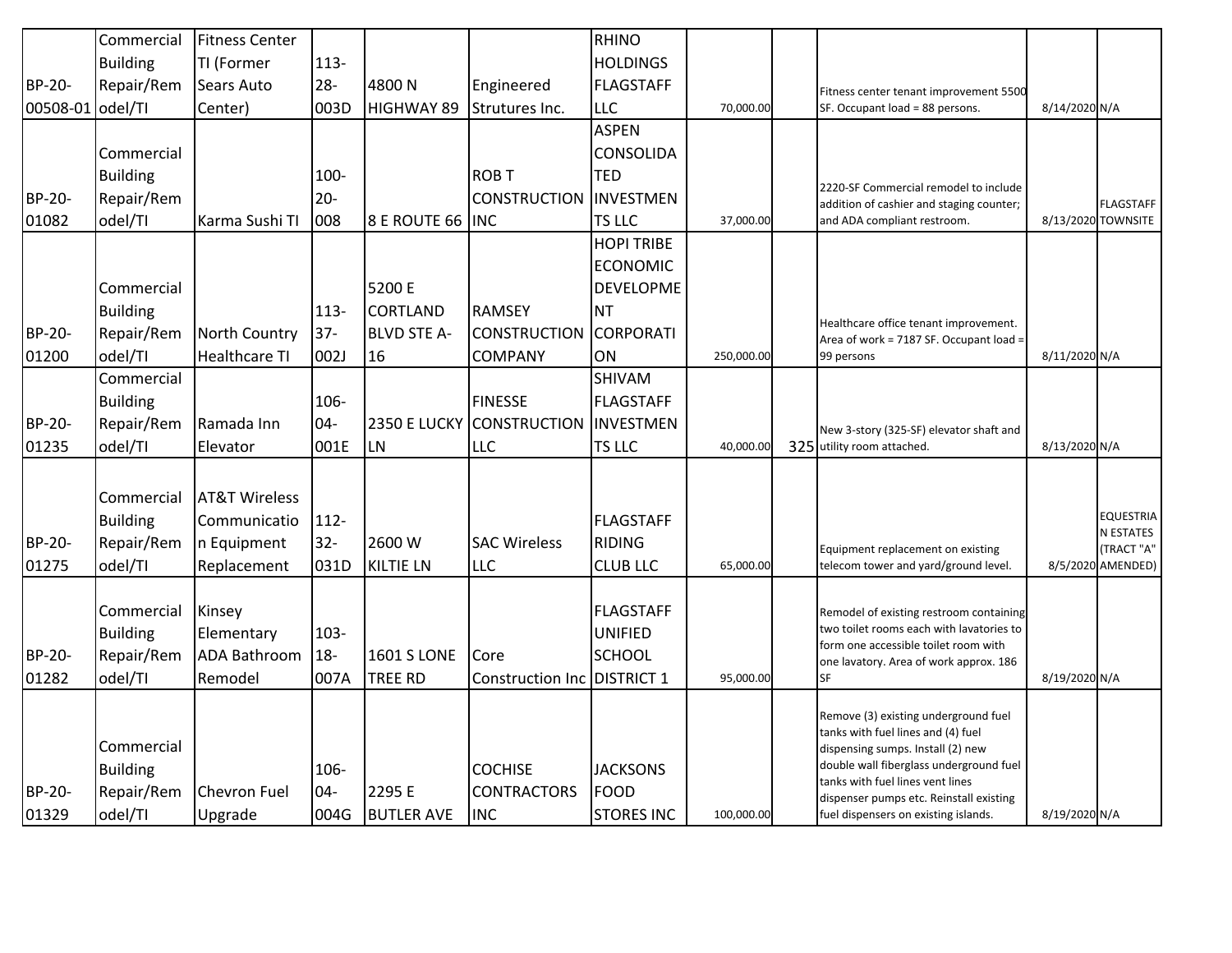| BP-20-00508-01 | Commercial Building Repair/Remodel/TI | Fitness Center TI (Former Sears Auto Center) | 113-28-003D | 4800 N HIGHWAY 89 | Engineered Strutures Inc. | RHINO HOLDINGS FLAGSTAFF LLC | 70,000.00 | | Fitness center tenant improvement 5500 SF. Occupant load = 88 persons. | 8/14/2020 | N/A |
|---|---|---|---|---|---|---|---|---|---|---|---|
| BP-20-01082 | Commercial Building Repair/Remodel/TI | Karma Sushi TI | 100-20-008 | 8 E ROUTE 66 | ROB T CONSTRUCTION INC | ASPEN CONSOLIDATED INVESTMENTS LLC | 37,000.00 | | 2220-SF Commercial remodel to include addition of cashier and staging counter; and ADA compliant restroom. | 8/13/2020 | FLAGSTAFF TOWNSITE |
| BP-20-01200 | Commercial Building Repair/Remodel/TI | North Country Healthcare TI | 113-37-002J | 5200 E CORTLAND BLVD STE A-16 | RAMSEY CONSTRUCTION COMPANY | HOPI TRIBE ECONOMIC DEVELOPMENT CORPORATION | 250,000.00 | | Healthcare office tenant improvement. Area of work = 7187 SF. Occupant load = 99 persons | 8/11/2020 | N/A |
| BP-20-01235 | Commercial Building Repair/Remodel/TI | Ramada Inn Elevator | 106-04-001E | 2350 E LUCKY LN | FINESSE CONSTRUCTION LLC | SHIVAM FLAGSTAFF INVESTMENTS LLC | 40,000.00 | 325 | New 3-story (325-SF) elevator shaft and utility room attached. | 8/13/2020 | N/A |
| BP-20-01275 | Commercial Building Repair/Remodel/TI | AT&T Wireless Communication Equipment Replacement | 112-32-031D | 2600 W KILTIE LN | SAC Wireless LLC | FLAGSTAFF RIDING CLUB LLC | 65,000.00 | | Equipment replacement on existing telecom tower and yard/ground level. | 8/5/2020 | EQUESTRIAN ESTATES (TRACT "A" AMENDED) |
| BP-20-01282 | Commercial Building Repair/Remodel/TI | Kinsey Elementary ADA Bathroom Remodel | 103-18-007A | 1601 S LONE TREE RD | Core Construction Inc | FLAGSTAFF UNIFIED SCHOOL DISTRICT 1 | 95,000.00 | | Remodel of existing restroom containing two toilet rooms each with lavatories to form one accessible toilet room with one lavatory. Area of work approx. 186 SF | 8/19/2020 | N/A |
| BP-20-01329 | Commercial Building Repair/Remodel/TI | Chevron Fuel Upgrade | 106-04-004G | 2295 E BUTLER AVE | COCHISE CONTRACTORS INC | JACKSONS FOOD STORES INC | 100,000.00 | | Remove (3) existing underground fuel tanks with fuel lines and (4) fuel dispensing sumps. Install (2) new double wall fiberglass underground fuel tanks with fuel lines vent lines dispenser pumps etc. Reinstall existing fuel dispensers on existing islands. | 8/19/2020 | N/A |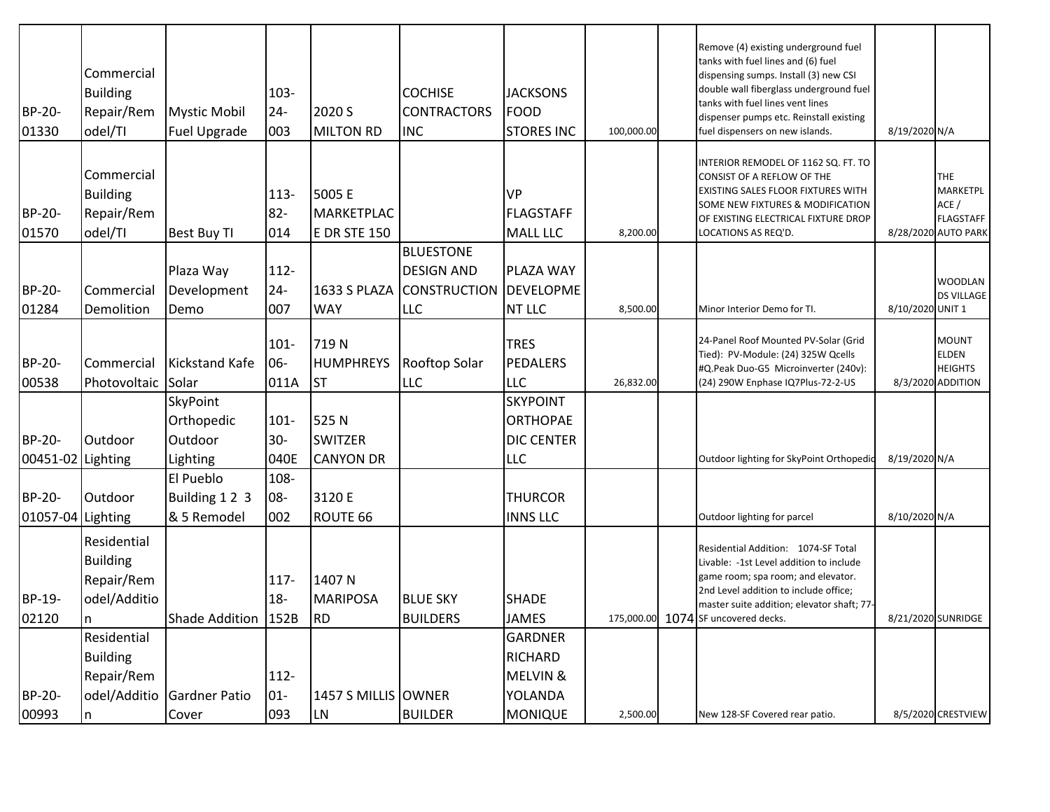| BP-20-01330 | Commercial Building Repair/Remodel/TI | Mystic Mobil Fuel Upgrade | 103-24-003 | 2020 S MILTON RD | COCHISE CONTRACTORS INC | JACKSONS FOOD STORES INC | 100,000.00 | | Remove (4) existing underground fuel tanks with fuel lines and (6) fuel dispensing sumps. Install (3) new CSI double wall fiberglass underground fuel tanks with fuel lines vent lines dispenser pumps etc. Reinstall existing fuel dispensers on new islands. | 8/19/2020 | N/A |
|---|---|---|---|---|---|---|---|---|---|---|---|
| BP-20-01570 | Commercial Building Repair/Remodel/TI | Best Buy TI | 113-82-014 | 5005 E MARKETPLACE DR STE 150 | | VP FLAGSTAFF MALL LLC | 8,200.00 | | INTERIOR REMODEL OF 1162 SQ. FT. TO CONSIST OF A REFLOW OF THE EXISTING SALES FLOOR FIXTURES WITH SOME NEW FIXTURES & MODIFICATION OF EXISTING ELECTRICAL FIXTURE DROP LOCATIONS AS REQ'D. | 8/28/2020 | THE MARKETPLACE / FLAGSTAFF AUTO PARK |
| BP-20-01284 | Commercial Demolition | Plaza Way Development Demo | 112-24-007 | 1633 S PLAZA WAY | BLUESTONE DESIGN AND CONSTRUCTION LLC | PLAZA WAY DEVELOPMENT LLC | 8,500.00 | | Minor Interior Demo for TI. | 8/10/2020 | WOODLANDS VILLAGE UNIT 1 |
| BP-20-00538 | Commercial Photovoltaic | Kickstand Kafe Solar | 101-06-011A | 719 N HUMPHREYS ST | Rooftop Solar LLC | TRES PEDALERS LLC | 26,832.00 | | 24-Panel Roof Mounted PV-Solar (Grid Tied): PV-Module: (24) 325W Qcells #Q.Peak Duo-G5 Microinverter (240v): (24) 290W Enphase IQ7Plus-72-2-US | 8/3/2020 | MOUNT ELDEN HEIGHTS ADDITION |
| BP-20-00451-02 | Outdoor Lighting | SkyPoint Orthopedic Outdoor Lighting | 101-30-040E | 525 N SWITZER CANYON DR | | SKYPOINT ORTHOPAEDIC CENTER LLC | | | Outdoor lighting for SkyPoint Orthopedic | 8/19/2020 | N/A |
| BP-20-01057-04 | Outdoor Lighting | El Pueblo Building 1 2 3 & 5 Remodel | 108-08-002 | 3120 E ROUTE 66 | | THURCOR INNS LLC | | | Outdoor lighting for parcel | 8/10/2020 | N/A |
| BP-19-02120 | Residential Building Repair/Remodel/Addition | Shade Addition | 117-18-152B | 1407 N MARIPOSA RD | BLUE SKY BUILDERS | SHADE JAMES | 175,000.00 | 1074 | Residential Addition: 1074-SF Total Livable: -1st Level addition to include game room; spa room; and elevator. 2nd Level addition to include office; master suite addition; elevator shaft; 77-SF uncovered decks. | 8/21/2020 | SUNRIDGE |
| BP-20-00993 | Residential Building Repair/Remodel/Addition | Gardner Patio Cover | 112-01-093 | 1457 S MILLIS LN | OWNER BUILDER | GARDNER RICHARD MELVIN & YOLANDA MONIQUE | 2,500.00 | | New 128-SF Covered rear patio. | 8/5/2020 | CRESTVIEW |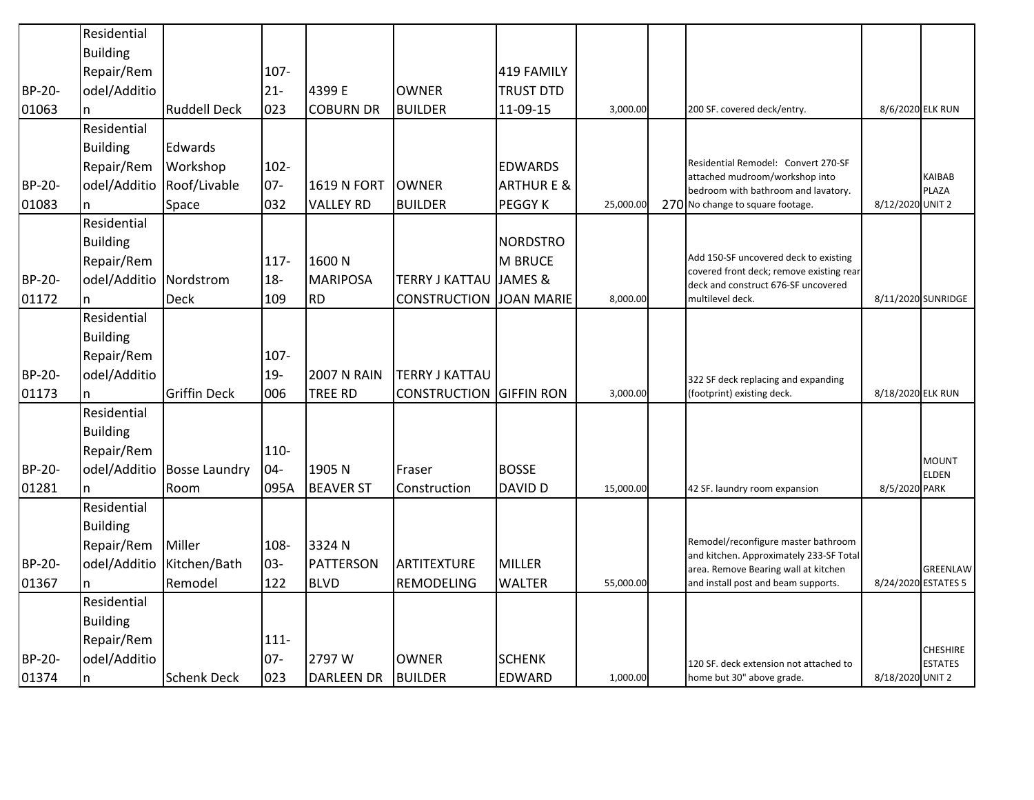| | | | | | | | | | | | |
|---|---|---|---|---|---|---|---|---|---|---|---|
| BP-20-01063 | Residential Building Repair/Remodel/Addition | Ruddell Deck | 107-21-023 | 4399 E COBURN DR | OWNER BUILDER | 419 FAMILY TRUST DTD 11-09-15 | 3,000.00 | | 200 SF. covered deck/entry. | 8/6/2020 | ELK RUN |
| BP-20-01083 | Residential Building Repair/Remodel/Addition | Edwards Workshop Roof/Livable Space | 102-07-032 | 1619 N FORT VALLEY RD | OWNER BUILDER | EDWARDS ARTHUR E & PEGGY K | 25,000.00 | 270 | Residential Remodel: Convert 270-SF attached mudroom/workshop into bedroom with bathroom and lavatory. No change to square footage. | 8/12/2020 | KAIBAB PLAZA UNIT 2 |
| BP-20-01172 | Residential Building Repair/Remodel/Addition | Nordstrom Deck | 117-18-109 | 1600 N MARIPOSA RD | TERRY J KATTAU CONSTRUCTION | NORDSTROM BRUCE JAMES & JOAN MARIE | 8,000.00 | | Add 150-SF uncovered deck to existing covered front deck; remove existing rear deck and construct 676-SF uncovered multilevel deck. | 8/11/2020 | SUNRIDGE |
| BP-20-01173 | Residential Building Repair/Remodel/Addition | Griffin Deck | 107-19-006 | 2007 N RAIN TREE RD | TERRY J KATTAU CONSTRUCTION | GIFFIN RON | 3,000.00 | | 322 SF deck replacing and expanding (footprint) existing deck. | 8/18/2020 | ELK RUN |
| BP-20-01281 | Residential Building Repair/Remodel/Addition | Bosse Laundry Room | 110-04-095A | 1905 N BEAVER ST | Fraser Construction | BOSSE DAVID D | 15,000.00 | | 42 SF. laundry room expansion | 8/5/2020 | MOUNT ELDEN PARK |
| BP-20-01367 | Residential Building Repair/Remodel/Addition | Miller Kitchen/Bath Remodel | 108-03-122 | 3324 N PATTERSON BLVD | ARTITEXTURE REMODELING | MILLER WALTER | 55,000.00 | | Remodel/reconfigure master bathroom and kitchen. Approximately 233-SF Total area. Remove Bearing wall at kitchen and install post and beam supports. | 8/24/2020 | GREENLAW ESTATES 5 |
| BP-20-01374 | Residential Building Repair/Remodel/Addition | Schenk Deck | 111-07-023 | 2797 W DARLEEN DR | OWNER BUILDER | SCHENK EDWARD | 1,000.00 | | 120 SF. deck extension not attached to home but 30" above grade. | 8/18/2020 | CHESHIRE ESTATES UNIT 2 |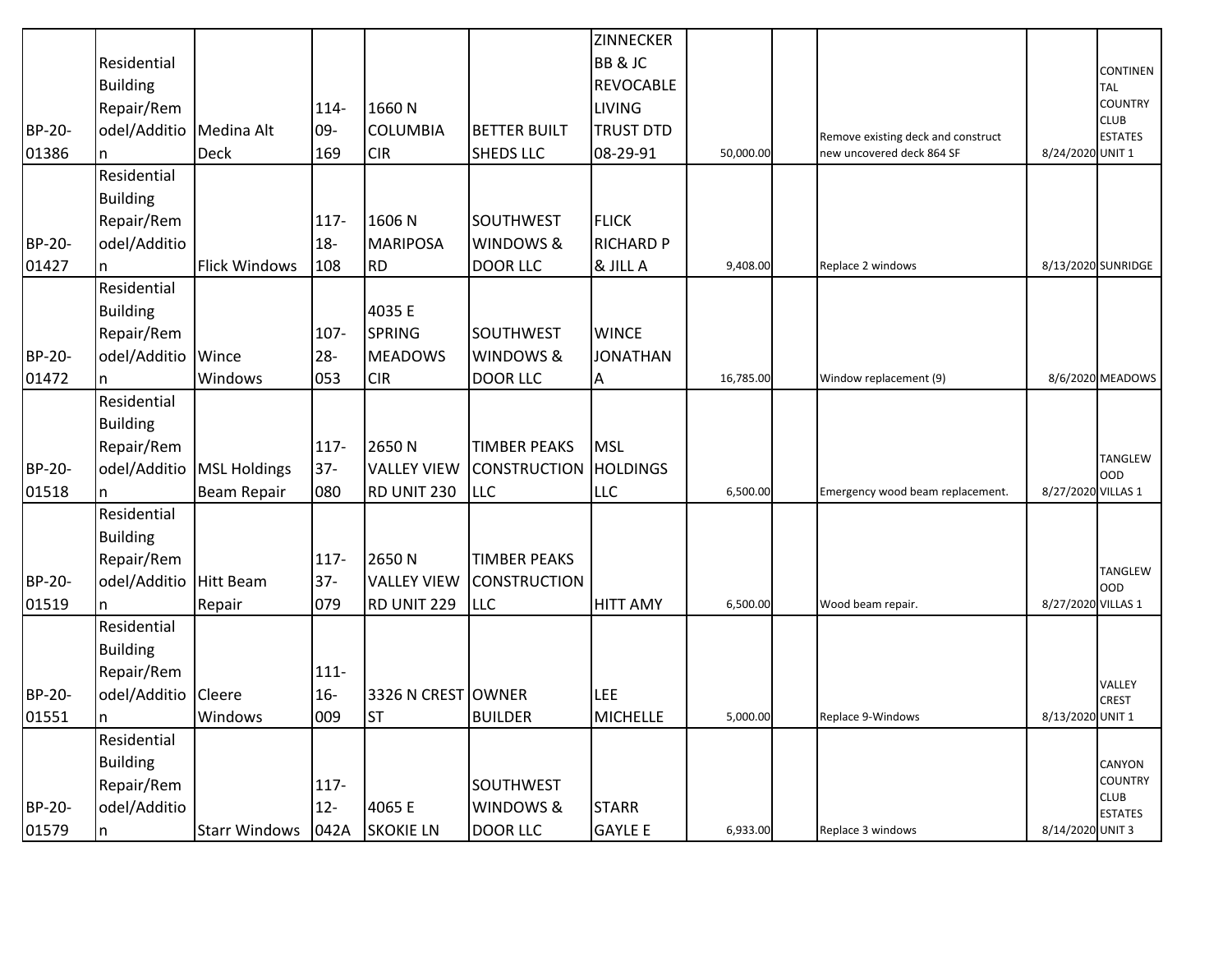| | | | | | | | | | | | |
|---|---|---|---|---|---|---|---|---|---|---|---|
| BP-20-01386 | Residential Building Repair/Remodel/Addition | Medina Alt Deck | 114-09-169 | 1660 N COLUMBIA CIR | BETTER BUILT SHEDS LLC | ZINNECKER BB & JC REVOCABLE LIVING TRUST DTD 08-29-91 | 50,000.00 | | Remove existing deck and construct new uncovered deck 864 SF | 8/24/2020 | CONTINENTAL COUNTRY CLUB ESTATES UNIT 1 |
| BP-20-01427 | Residential Building Repair/Remodel/Addition | Flick Windows | 117-18-108 | 1606 N MARIPOSA RD | SOUTHWEST WINDOWS & DOOR LLC | FLICK RICHARD P & JILL A | 9,408.00 | | Replace 2 windows | 8/13/2020 | SUNRIDGE |
| BP-20-01472 | Residential Building Repair/Remodel/Addition | Wince Windows | 107-28-053 | 4035 E SPRING MEADOWS CIR | SOUTHWEST WINDOWS & DOOR LLC | WINCE JONATHAN A | 16,785.00 | | Window replacement (9) | 8/6/2020 | MEADOWS |
| BP-20-01518 | Residential Building Repair/Remodel/Addition | MSL Holdings Beam Repair | 117-37-080 | 2650 N VALLEY VIEW RD UNIT 230 | TIMBER PEAKS CONSTRUCTION LLC | MSL HOLDINGS LLC | 6,500.00 | | Emergency wood beam replacement. | 8/27/2020 | TANGLEWOOD VILLAS 1 |
| BP-20-01519 | Residential Building Repair/Remodel/Addition | Hitt Beam Repair | 117-37-079 | 2650 N VALLEY VIEW RD UNIT 229 | TIMBER PEAKS CONSTRUCTION LLC | HITT AMY | 6,500.00 | | Wood beam repair. | 8/27/2020 | TANGLEWOOD VILLAS 1 |
| BP-20-01551 | Residential Building Repair/Remodel/Addition | Cleere Windows | 111-16-009 | 3326 N CREST ST | OWNER BUILDER | LEE MICHELLE | 5,000.00 | | Replace 9-Windows | 8/13/2020 | VALLEY CREST UNIT 1 |
| BP-20-01579 | Residential Building Repair/Remodel/Addition | Starr Windows | 117-12-042A | 4065 E SKOKIE LN | SOUTHWEST WINDOWS & DOOR LLC | STARR GAYLE E | 6,933.00 | | Replace 3 windows | 8/14/2020 | CANYON COUNTRY CLUB ESTATES UNIT 3 |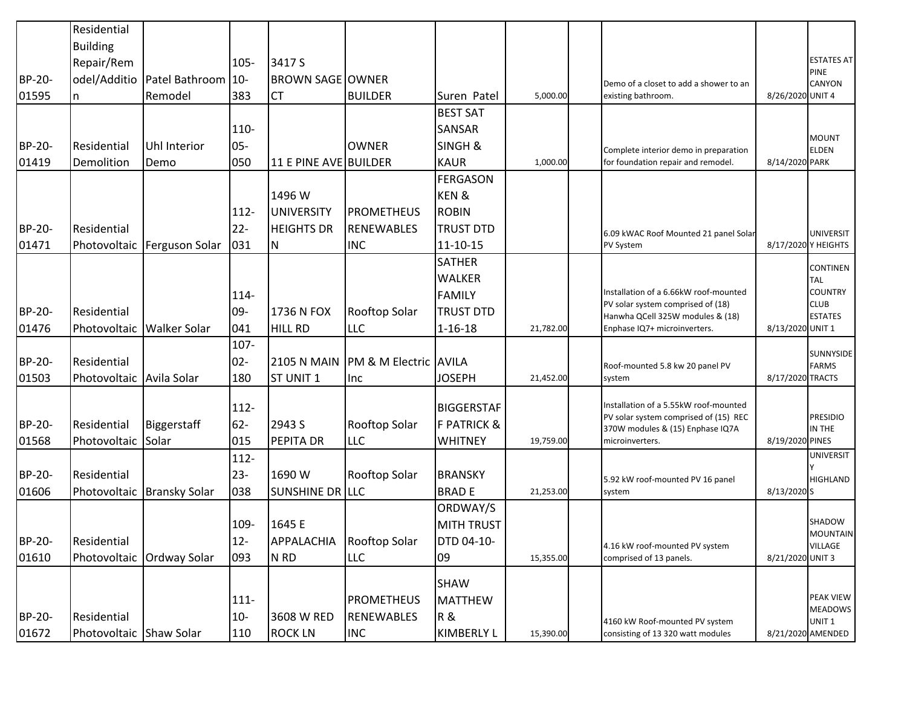| | | | | | | | | | | | |
|---|---|---|---|---|---|---|---|---|---|---|---|
| BP-20-01595 | Residential Building Repair/Remodel/Addition | Patel Bathroom Remodel | 105-10-383 | 3417 S BROWN SAGE CT | OWNER BUILDER | Suren Patel | 5,000.00 | | Demo of a closet to add a shower to an existing bathroom. | 8/26/2020 | ESTATES AT PINE CANYON UNIT 4 |
| BP-20-01419 | Residential Demolition | Uhl Interior Demo | 110-05-050 | 11 E PINE AVE | OWNER BUILDER | BEST SAT SANSAR SINGH & KAUR | 1,000.00 | | Complete interior demo in preparation for foundation repair and remodel. | 8/14/2020 | MOUNT ELDEN PARK |
| BP-20-01471 | Residential Photovoltaic | Ferguson Solar | 112-22-031 | 1496 W UNIVERSITY HEIGHTS DR N | PROMETHEUS RENEWABLES INC | FERGASON KEN & ROBIN TRUST DTD 11-10-15 | | | 6.09 kWAC Roof Mounted 21 panel Solar PV System | 8/17/2020 | UNIVERSITY HEIGHTS |
| BP-20-01476 | Residential Photovoltaic | Walker Solar | 114-09-041 | 1736 N FOX HILL RD | Rooftop Solar LLC | SATHER WALKER FAMILY TRUST DTD 1-16-18 | 21,782.00 | | Installation of a 6.66kW roof-mounted PV solar system comprised of (18) Hanwha QCell 325W modules & (18) Enphase IQ7+ microinverters. | 8/13/2020 | CONTINENTAL COUNTRY CLUB ESTATES UNIT 1 |
| BP-20-01503 | Residential Photovoltaic | Avila Solar | 107-02-180 | 2105 N MAIN ST UNIT 1 | PM & M Electric Inc | AVILA JOSEPH | 21,452.00 | | Roof-mounted 5.8 kw 20 panel PV system | 8/17/2020 | SUNNYSIDE FARMS TRACTS |
| BP-20-01568 | Residential Photovoltaic | Biggerstaff Solar | 112-62-015 | 2943 S PEPITA DR | Rooftop Solar LLC | BIGGERSTAFF PATRICK & WHITNEY | 19,759.00 | | Installation of a 5.55kW roof-mounted PV solar system comprised of (15) REC 370W modules & (15) Enphase IQ7A microinverters. | 8/19/2020 | PRESIDIO IN THE PINES |
| BP-20-01606 | Residential Photovoltaic | Bransky Solar | 112-23-038 | 1690 W SUNSHINE DR | Rooftop Solar LLC | BRANSKY BRAD E | 21,253.00 | | 5.92 kW roof-mounted PV 16 panel system | 8/13/2020 | UNIVERSITY HIGHLANDS |
| BP-20-01610 | Residential Photovoltaic | Ordway Solar | 109-12-093 | 1645 E APPALACHIAN RD | Rooftop Solar LLC | ORDWAY/SMITH TRUST DTD 04-10-09 | 15,355.00 | | 4.16 kW roof-mounted PV system comprised of 13 panels. | 8/21/2020 | SHADOW MOUNTAIN VILLAGE UNIT 3 |
| BP-20-01672 | Residential Photovoltaic | Shaw Solar | 111-10-110 | 3608 W RED ROCK LN | PROMETHEUS RENEWABLES INC | SHAW MATTHEW R & KIMBERLY L | 15,390.00 | | 4160 kW Roof-mounted PV system consisting of 13 320 watt modules | 8/21/2020 | PEAK VIEW MEADOWS UNIT 1 AMENDED |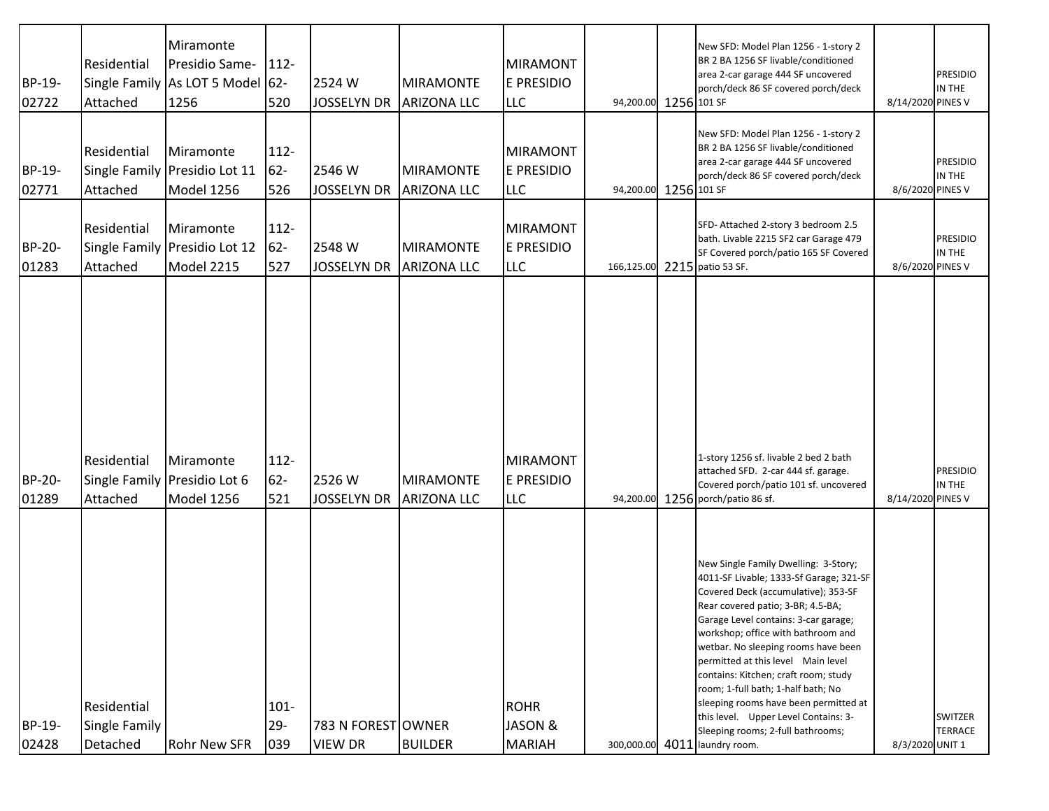| | | | | | | | | | | | |
|---|---|---|---|---|---|---|---|---|---|---|---|
| BP-19-02722 | Residential Single Family Attached | Miramonte Presidio Same-As LOT 5 Model 1256 | 112-62-520 | 2524 W JOSSELYN DR | MIRAMONTE ARIZONA LLC | MIRAMONTE PRESIDIO LLC | 94,200.00 | 1256 | New SFD: Model Plan 1256 - 1-story 2 BR 2 BA 1256 SF livable/conditioned area 2-car garage 444 SF uncovered porch/deck 86 SF covered porch/deck 101 SF | 8/14/2020 | PRESIDIO IN THE PINES V |
| BP-19-02771 | Residential Single Family Attached | Miramonte Presidio Lot 11 Model 1256 | 112-62-526 | 2546 W JOSSELYN DR | MIRAMONTE ARIZONA LLC | MIRAMONTE PRESIDIO LLC | 94,200.00 | 1256 | New SFD: Model Plan 1256 - 1-story 2 BR 2 BA 1256 SF livable/conditioned area 2-car garage 444 SF uncovered porch/deck 86 SF covered porch/deck 101 SF | 8/6/2020 | PRESIDIO IN THE PINES V |
| BP-20-01283 | Residential Single Family Attached | Miramonte Presidio Lot 12 Model 2215 | 112-62-527 | 2548 W JOSSELYN DR | MIRAMONTE ARIZONA LLC | MIRAMONTE PRESIDIO LLC | 166,125.00 | 2215 | SFD- Attached 2-story 3 bedroom 2.5 bath. Livable 2215 SF2 car Garage 479 SF Covered porch/patio 165 SF Covered patio 53 SF. | 8/6/2020 | PRESIDIO IN THE PINES V |
| BP-20-01289 | Residential Single Family Attached | Miramonte Presidio Lot 6 Model 1256 | 112-62-521 | 2526 W JOSSELYN DR | MIRAMONTE ARIZONA LLC | MIRAMONTE PRESIDIO LLC | 94,200.00 | 1256 | 1-story 1256 sf. livable 2 bed 2 bath attached SFD. 2-car 444 sf. garage. Covered porch/patio 101 sf. uncovered porch/patio 86 sf. | 8/14/2020 | PRESIDIO IN THE PINES V |
| BP-19-02428 | Residential Single Family Detached | Rohr New SFR | 101-29-039 | 783 N FOREST VIEW DR | OWNER BUILDER | ROHR JASON & MARIAH | 300,000.00 | 4011 | New Single Family Dwelling: 3-Story; 4011-SF Livable; 1333-Sf Garage; 321-SF Covered Deck (accumulative); 353-SF Rear covered patio; 3-BR; 4.5-BA; Garage Level contains: 3-car garage; workshop; office with bathroom and wetbar. No sleeping rooms have been permitted at this level Main level contains: Kitchen; craft room; study room; 1-full bath; 1-half bath; No sleeping rooms have been permitted at this level. Upper Level Contains: 3-Sleeping rooms; 2-full bathrooms; laundry room. | 8/3/2020 | SWITZER TERRACE UNIT 1 |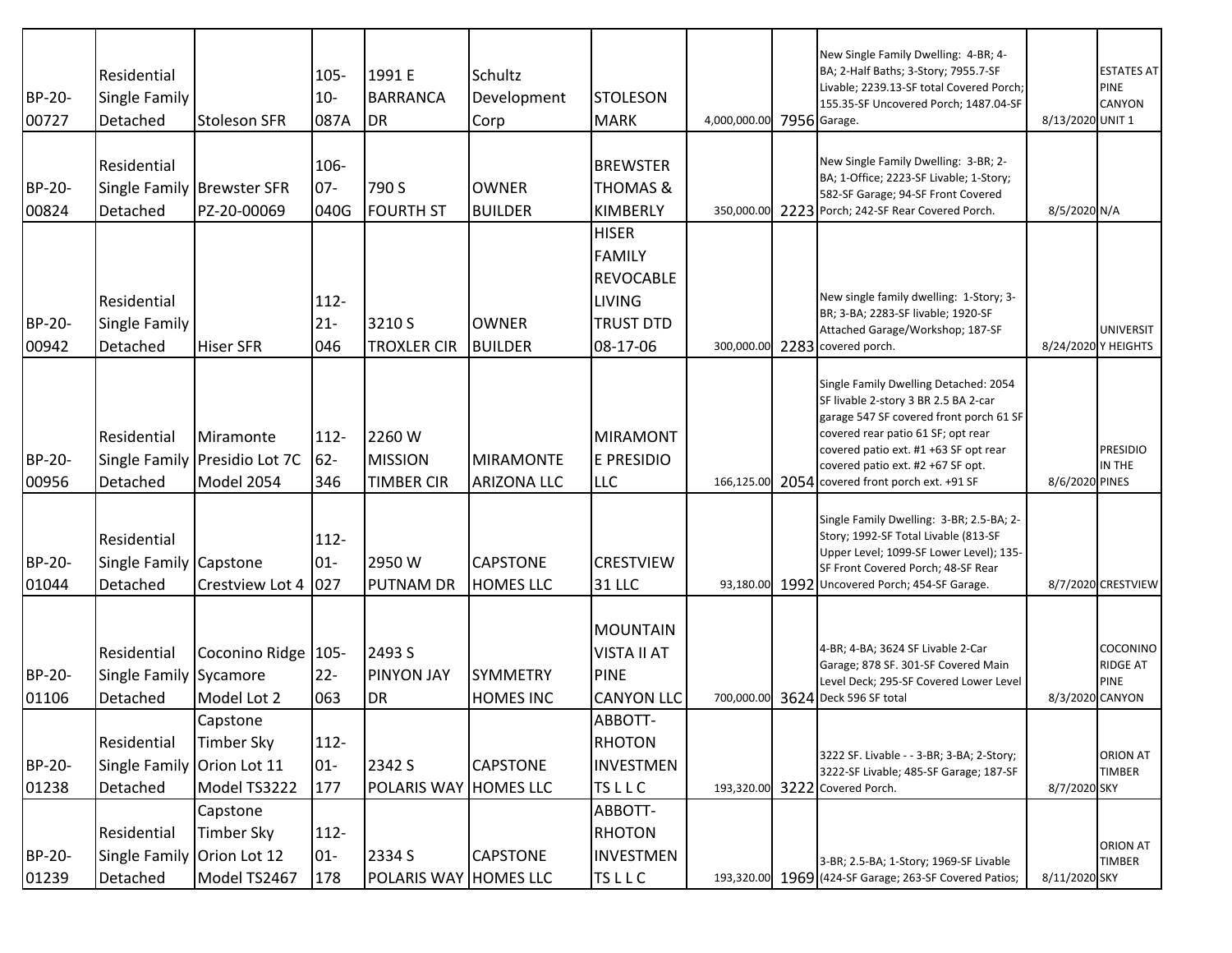| | | | | | | | | | | | |
|---|---|---|---|---|---|---|---|---|---|---|---|
| BP-20-00727 | Residential Single Family Detached | Stoleson SFR | 105-10-087A | 1991 E BARRANCA DR | Schultz Development Corp | STOLESON MARK | 4,000,000.00 | 7956 | New Single Family Dwelling: 4-BR; 4-BA; 2-Half Baths; 3-Story; 7955.7-SF Livable; 2239.13-SF total Covered Porch; 155.35-SF Uncovered Porch; 1487.04-SF Garage. | 8/13/2020 | ESTATES AT PINE CANYON UNIT 1 |
| BP-20-00824 | Residential Single Family Detached | Brewster SFR PZ-20-00069 | 106-07-040G | 790 S FOURTH ST | OWNER BUILDER | BREWSTER THOMAS & KIMBERLY | 350,000.00 | 2223 | New Single Family Dwelling: 3-BR; 2-BA; 1-Office; 2223-SF Livable; 1-Story; 582-SF Garage; 94-SF Front Covered Porch; 242-SF Rear Covered Porch. | 8/5/2020 | N/A |
| BP-20-00942 | Residential Single Family Detached | Hiser SFR | 112-21-046 | 3210 S TROXLER CIR | OWNER BUILDER | HISER FAMILY REVOCABLE LIVING TRUST DTD 08-17-06 | 300,000.00 | 2283 | New single family dwelling: 1-Story; 3-BR; 3-BA; 2283-SF livable; 1920-SF Attached Garage/Workshop; 187-SF covered porch. | 8/24/2020 | UNIVERSITY HEIGHTS |
| BP-20-00956 | Residential Single Family Detached | Miramonte Presidio Lot 7C Model 2054 | 112-62-346 | 2260 W MISSION TIMBER CIR | MIRAMONTE ARIZONA LLC | MIRAMONTE PRESIDIO LLC | 166,125.00 | 2054 | Single Family Dwelling Detached: 2054 SF livable 2-story 3 BR 2.5 BA 2-car garage 547 SF covered front porch 61 SF covered rear patio 61 SF; opt rear covered patio ext. #1 +63 SF opt rear covered patio ext. #2 +67 SF opt. covered front porch ext. +91 SF | 8/6/2020 | PRESIDIO IN THE PINES |
| BP-20-01044 | Residential Single Family Detached | Capstone Crestview Lot 4 | 112-01-027 | 2950 W PUTNAM DR | CAPSTONE HOMES LLC | CRESTVIEW 31 LLC | 93,180.00 | 1992 | Single Family Dwelling: 3-BR; 2.5-BA; 2-Story; 1992-SF Total Livable (813-SF Upper Level; 1099-SF Lower Level); 135-SF Front Covered Porch; 48-SF Rear Uncovered Porch; 454-SF Garage. | 8/7/2020 | CRESTVIEW |
| BP-20-01106 | Residential Single Family Detached | Coconino Ridge Sycamore Model Lot 2 | 105-22-063 | 2493 S PINYON JAY DR | SYMMETRY HOMES INC | MOUNTAIN VISTA II AT PINE CANYON LLC | 700,000.00 | 3624 | 4-BR; 4-BA; 3624 SF Livable 2-Car Garage; 878 SF. 301-SF Covered Main Level Deck; 295-SF Covered Lower Level Deck 596 SF total | 8/3/2020 | COCONINO RIDGE AT PINE CANYON |
| BP-20-01238 | Residential Single Family Detached | Capstone Timber Sky Orion Lot 11 Model TS3222 | 112-01-177 | 2342 S POLARIS WAY | CAPSTONE HOMES LLC | ABBOTT-RHOTON INVESTMENTS L L C | 193,320.00 | 3222 | 3222 SF. Livable - - 3-BR; 3-BA; 2-Story; 3222-SF Livable; 485-SF Garage; 187-SF Covered Porch. | 8/7/2020 | ORION AT TIMBER SKY |
| BP-20-01239 | Residential Single Family Detached | Capstone Timber Sky Orion Lot 12 Model TS2467 | 112-01-178 | 2334 S POLARIS WAY | CAPSTONE HOMES LLC | ABBOTT-RHOTON INVESTMENTS L L C | 193,320.00 | 1969 | 3-BR; 2.5-BA; 1-Story; 1969-SF Livable (424-SF Garage; 263-SF Covered Patios; | 8/11/2020 | ORION AT TIMBER SKY |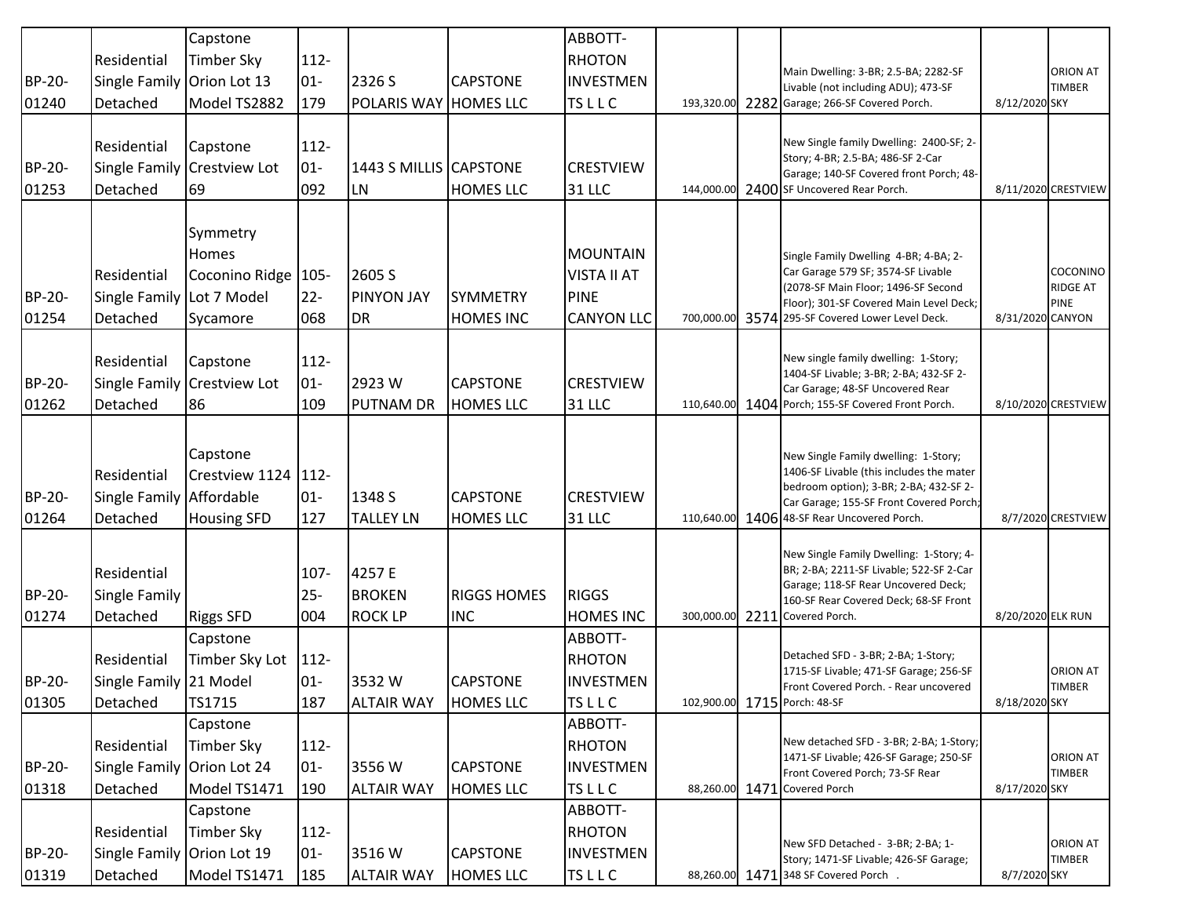| | | | | | | | | | | | |
|---|---|---|---|---|---|---|---|---|---|---|---|
| BP-20-01240 | Residential Single Family Detached | Capstone Timber Sky Orion Lot 13 Model TS2882 | 112-01-179 | 2326 S POLARIS WAY | CAPSTONE HOMES LLC | ABBOTT-RHOTON INVESTMENTS L L C | 193,320.00 | 2282 | Main Dwelling: 3-BR; 2.5-BA; 2282-SF Livable (not including ADU); 473-SF Garage; 266-SF Covered Porch. | 8/12/2020 | ORION AT TIMBER SKY |
| BP-20-01253 | Residential Single Family Detached | Capstone Crestview Lot 69 | 112-01-092 | 1443 S MILLIS LN | CAPSTONE HOMES LLC | CRESTVIEW 31 LLC | 144,000.00 | 2400 | New Single family Dwelling: 2400-SF; 2-Story; 4-BR; 2.5-BA; 486-SF 2-Car Garage; 140-SF Covered front Porch; 48-SF Uncovered Rear Porch. | 8/11/2020 | CRESTVIEW |
| BP-20-01254 | Residential Single Family Detached | Symmetry Homes Coconino Ridge Lot 7 Model Sycamore | 105-22-068 | 2605 S PINYON JAY DR | SYMMETRY HOMES INC | MOUNTAIN VISTA II AT PINE CANYON LLC | 700,000.00 | 3574 | Single Family Dwelling 4-BR; 4-BA; 2-Car Garage 579 SF; 3574-SF Livable (2078-SF Main Floor; 1496-SF Second Floor); 301-SF Covered Main Level Deck; 295-SF Covered Lower Level Deck. | 8/31/2020 | COCONINO RIDGE AT PINE CANYON |
| BP-20-01262 | Residential Single Family Detached | Capstone Crestview Lot 86 | 112-01-109 | 2923 W PUTNAM DR | CAPSTONE HOMES LLC | CRESTVIEW 31 LLC | 110,640.00 | 1404 | New single family dwelling: 1-Story; 1404-SF Livable; 3-BR; 2-BA; 432-SF 2-Car Garage; 48-SF Uncovered Rear Porch; 155-SF Covered Front Porch. | 8/10/2020 | CRESTVIEW |
| BP-20-01264 | Residential Single Family Detached | Capstone Crestview 1124 Affordable Housing SFD | 112-01-127 | 1348 S TALLEY LN | CAPSTONE HOMES LLC | CRESTVIEW 31 LLC | 110,640.00 | 1406 | New Single Family dwelling: 1-Story; 1406-SF Livable (this includes the mater bedroom option); 3-BR; 2-BA; 432-SF 2-Car Garage; 155-SF Front Covered Porch; 48-SF Rear Uncovered Porch. | 8/7/2020 | CRESTVIEW |
| BP-20-01274 | Residential Single Family Detached | Riggs SFD | 107-25-004 | 4257 E BROKEN ROCK LP | RIGGS HOMES INC | RIGGS HOMES INC | 300,000.00 | 2211 | New Single Family Dwelling: 1-Story; 4-BR; 2-BA; 2211-SF Livable; 522-SF 2-Car Garage; 118-SF Rear Uncovered Deck; 160-SF Rear Covered Deck; 68-SF Front Covered Porch. | 8/20/2020 | ELK RUN |
| BP-20-01305 | Residential Single Family Detached | Capstone Timber Sky Lot 21 Model TS1715 | 112-01-187 | 3532 W ALTAIR WAY | CAPSTONE HOMES LLC | ABBOTT-RHOTON INVESTMENTS L L C | 102,900.00 | 1715 | Detached SFD - 3-BR; 2-BA; 1-Story; 1715-SF Livable; 471-SF Garage; 256-SF Front Covered Porch. - Rear uncovered Porch: 48-SF | 8/18/2020 | ORION AT TIMBER SKY |
| BP-20-01318 | Residential Single Family Detached | Capstone Timber Sky Orion Lot 24 Model TS1471 | 112-01-190 | 3556 W ALTAIR WAY | CAPSTONE HOMES LLC | ABBOTT-RHOTON INVESTMENTS L L C | 88,260.00 | 1471 | New detached SFD - 3-BR; 2-BA; 1-Story; 1471-SF Livable; 426-SF Garage; 250-SF Front Covered Porch; 73-SF Rear Covered Porch | 8/17/2020 | ORION AT TIMBER SKY |
| BP-20-01319 | Residential Single Family Detached | Capstone Timber Sky Orion Lot 19 Model TS1471 | 112-01-185 | 3516 W ALTAIR WAY | CAPSTONE HOMES LLC | ABBOTT-RHOTON INVESTMENTS L L C | 88,260.00 | 1471 | New SFD Detached - 3-BR; 2-BA; 1-Story; 1471-SF Livable; 426-SF Garage; 348 SF Covered Porch . | 8/7/2020 | ORION AT TIMBER SKY |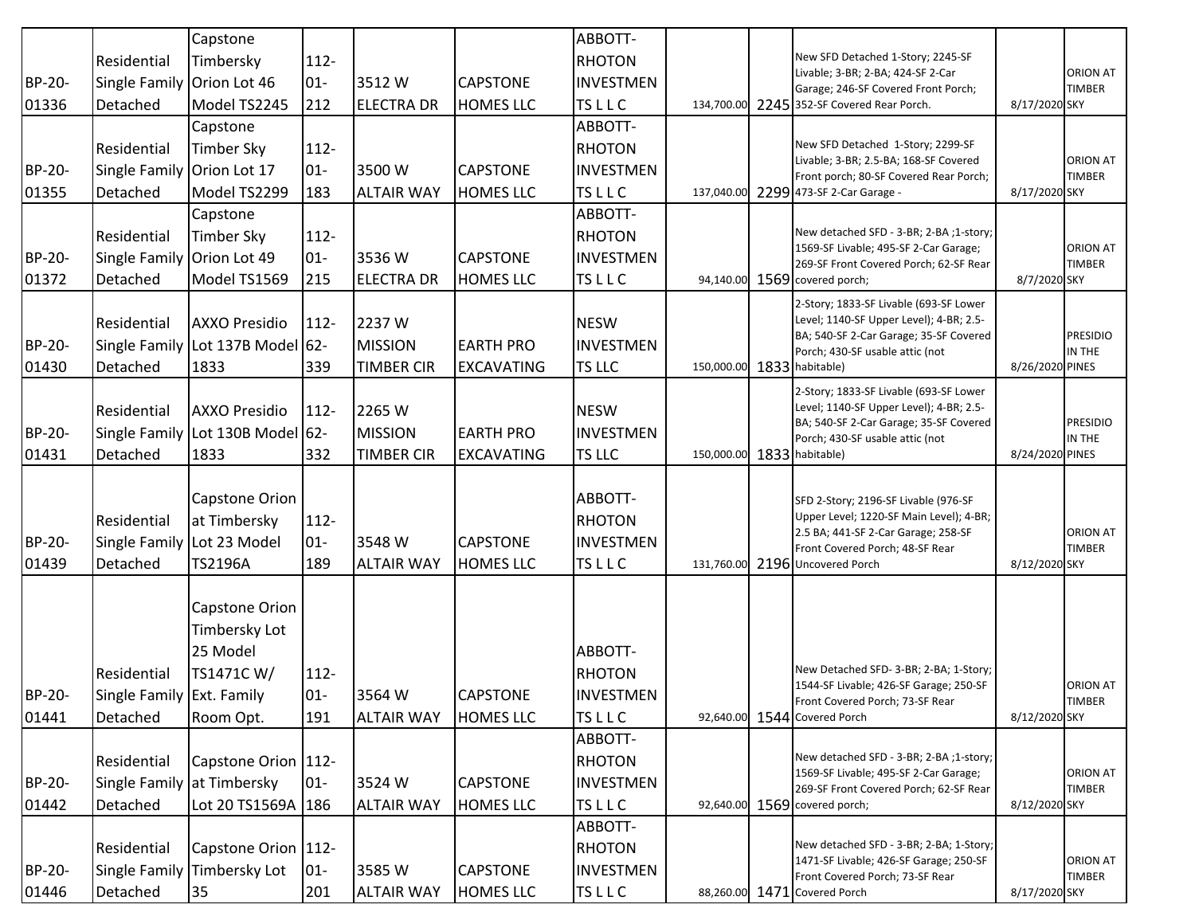| | | | | | | | | | | | |
|---|---|---|---|---|---|---|---|---|---|---|---|
| BP-20-01336 | Residential Single Family Detached | Capstone Timbersky Orion Lot 46 Model TS2245 | 112-01-212 | 3512 W ELECTRA DR | CAPSTONE HOMES LLC | ABBOTT-RHOTON INVESTMENTS L L C | 134,700.00 | 2245 | New SFD Detached 1-Story; 2245-SF Livable; 3-BR; 2-BA; 424-SF 2-Car Garage; 246-SF Covered Front Porch; 352-SF Covered Rear Porch. | 8/17/2020 | ORION AT TIMBER SKY |
| BP-20-01355 | Residential Single Family Detached | Capstone Timber Sky Orion Lot 17 Model TS2299 | 112-01-183 | 3500 W ALTAIR WAY | CAPSTONE HOMES LLC | ABBOTT-RHOTON INVESTMENTS L L C | 137,040.00 | 2299 | New SFD Detached 1-Story; 2299-SF Livable; 3-BR; 2.5-BA; 168-SF Covered Front porch; 80-SF Covered Rear Porch; 473-SF 2-Car Garage - | 8/17/2020 | ORION AT TIMBER SKY |
| BP-20-01372 | Residential Single Family Detached | Capstone Timber Sky Orion Lot 49 Model TS1569 | 112-01-215 | 3536 W ELECTRA DR | CAPSTONE HOMES LLC | ABBOTT-RHOTON INVESTMENTS L L C | 94,140.00 | 1569 | New detached SFD - 3-BR; 2-BA ;1-story; 1569-SF Livable; 495-SF 2-Car Garage; 269-SF Front Covered Porch; 62-SF Rear covered porch; | 8/7/2020 | ORION AT TIMBER SKY |
| BP-20-01430 | Residential Single Family Detached | AXXO Presidio Lot 137B Model 1833 | 112-62-339 | 2237 W MISSION TIMBER CIR | EARTH PRO EXCAVATING | NESW INVESTMENTS LLC | 150,000.00 | 1833 | 2-Story; 1833-SF Livable (693-SF Lower Level; 1140-SF Upper Level); 4-BR; 2.5-BA; 540-SF 2-Car Garage; 35-SF Covered Porch; 430-SF usable attic (not habitable) | 8/26/2020 | PRESIDIO IN THE PINES |
| BP-20-01431 | Residential Single Family Detached | AXXO Presidio Lot 130B Model 1833 | 112-62-332 | 2265 W MISSION TIMBER CIR | EARTH PRO EXCAVATING | NESW INVESTMENTS LLC | 150,000.00 | 1833 | 2-Story; 1833-SF Livable (693-SF Lower Level; 1140-SF Upper Level); 4-BR; 2.5-BA; 540-SF 2-Car Garage; 35-SF Covered Porch; 430-SF usable attic (not habitable) | 8/24/2020 | PRESIDIO IN THE PINES |
| BP-20-01439 | Residential Single Family Detached | Capstone Orion at Timbersky Lot 23 Model TS2196A | 112-01-189 | 3548 W ALTAIR WAY | CAPSTONE HOMES LLC | ABBOTT-RHOTON INVESTMENTS L L C | 131,760.00 | 2196 | SFD 2-Story; 2196-SF Livable (976-SF Upper Level; 1220-SF Main Level); 4-BR; 2.5 BA; 441-SF 2-Car Garage; 258-SF Front Covered Porch; 48-SF Rear Uncovered Porch | 8/12/2020 | ORION AT TIMBER SKY |
| BP-20-01441 | Residential Single Family Detached | Capstone Orion Timbersky Lot 25 Model TS1471C W/ Ext. Family Room Opt. | 112-01-191 | 3564 W ALTAIR WAY | CAPSTONE HOMES LLC | ABBOTT-RHOTON INVESTMENTS L L C | 92,640.00 | 1544 | New Detached SFD- 3-BR; 2-BA; 1-Story; 1544-SF Livable; 426-SF Garage; 250-SF Front Covered Porch; 73-SF Rear Covered Porch | 8/12/2020 | ORION AT TIMBER SKY |
| BP-20-01442 | Residential Single Family Detached | Capstone Orion at Timbersky Lot 20 TS1569A | 112-01-186 | 3524 W ALTAIR WAY | CAPSTONE HOMES LLC | ABBOTT-RHOTON INVESTMENTS L L C | 92,640.00 | 1569 | New detached SFD - 3-BR; 2-BA ;1-story; 1569-SF Livable; 495-SF 2-Car Garage; 269-SF Front Covered Porch; 62-SF Rear covered porch; | 8/12/2020 | ORION AT TIMBER SKY |
| BP-20-01446 | Residential Single Family Detached | Capstone Orion Timbersky Lot 35 | 112-01-201 | 3585 W ALTAIR WAY | CAPSTONE HOMES LLC | ABBOTT-RHOTON INVESTMENTS L L C | 88,260.00 | 1471 | New detached SFD - 3-BR; 2-BA; 1-Story; 1471-SF Livable; 426-SF Garage; 250-SF Front Covered Porch; 73-SF Rear Covered Porch | 8/17/2020 | ORION AT TIMBER SKY |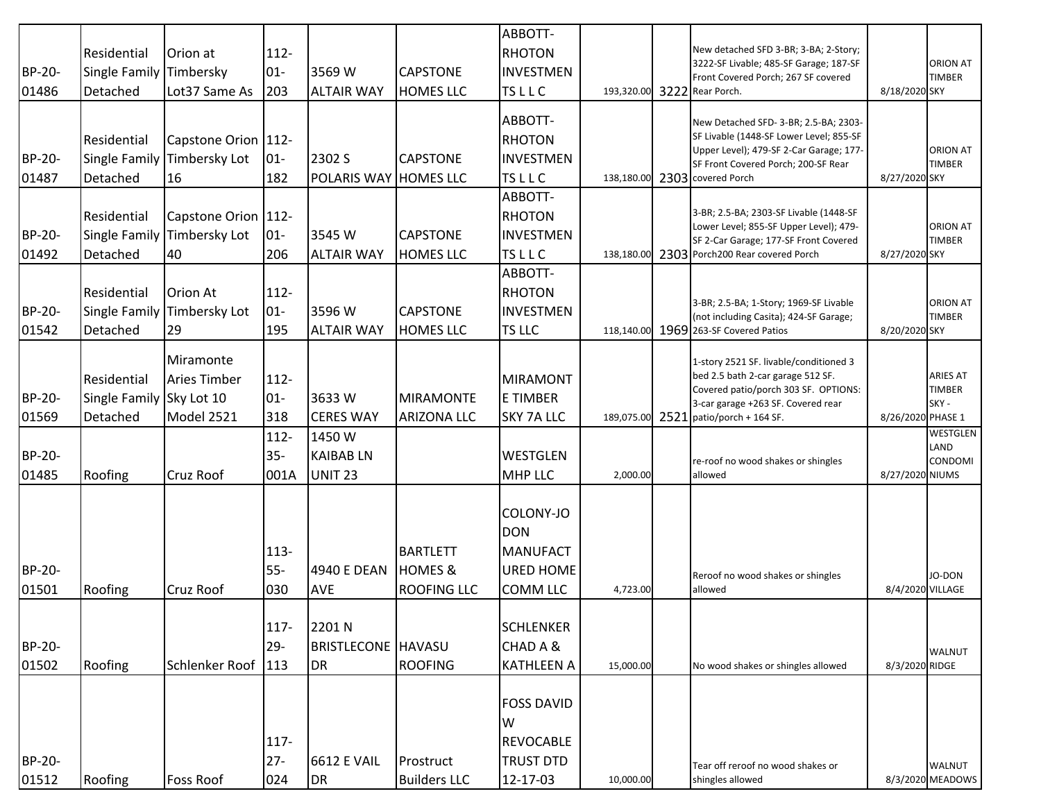| | | | | | | | | | | | |
|---|---|---|---|---|---|---|---|---|---|---|---|
| BP-20-01486 | Residential Single Family Detached | Orion at Timbersky Lot37 Same As | 112-01-203 | 3569 W ALTAIR WAY | CAPSTONE HOMES LLC | ABBOTT-RHOTON INVESTMENTS L L C | 193,320.00 | 3222 | New detached SFD 3-BR; 3-BA; 2-Story; 3222-SF Livable; 485-SF Garage; 187-SF Front Covered Porch; 267 SF covered Rear Porch. | 8/18/2020 | ORION AT TIMBER SKY |
| BP-20-01487 | Residential Single Family Detached | Capstone Orion Timbersky Lot 16 | 112-01-182 | 2302 S POLARIS WAY | CAPSTONE HOMES LLC | ABBOTT-RHOTON INVESTMENTS L L C | 138,180.00 | 2303 | New Detached SFD- 3-BR; 2.5-BA; 2303-SF Livable (1448-SF Lower Level; 855-SF Upper Level); 479-SF 2-Car Garage; 177-SF Front Covered Porch; 200-SF Rear covered Porch | 8/27/2020 | ORION AT TIMBER SKY |
| BP-20-01492 | Residential Single Family Detached | Capstone Orion Timbersky Lot 40 | 112-01-206 | 3545 W ALTAIR WAY | CAPSTONE HOMES LLC | ABBOTT-RHOTON INVESTMENTS L L C | 138,180.00 | 2303 | 3-BR; 2.5-BA; 2303-SF Livable (1448-SF Lower Level; 855-SF Upper Level); 479-SF 2-Car Garage; 177-SF Front Covered Porch200 Rear covered Porch | 8/27/2020 | ORION AT TIMBER SKY |
| BP-20-01542 | Residential Single Family Detached | Orion At Timbersky Lot 29 | 112-01-195 | 3596 W ALTAIR WAY | CAPSTONE HOMES LLC | ABBOTT-RHOTON INVESTMENTS LLC | 118,140.00 | 1969 | 3-BR; 2.5-BA; 1-Story; 1969-SF Livable (not including Casita); 424-SF Garage; 263-SF Covered Patios | 8/20/2020 | ORION AT TIMBER SKY |
| BP-20-01569 | Residential Single Family Detached | Miramonte Aries Timber Sky Lot 10 Model 2521 | 112-01-318 | 3633 W CERES WAY | MIRAMONTE ARIZONA LLC | MIRAMONTE TIMBER SKY 7A LLC | 189,075.00 | 2521 | 1-story 2521 SF. livable/conditioned 3 bed 2.5 bath 2-car garage 512 SF. Covered patio/porch 303 SF. OPTIONS: 3-car garage +263 SF. Covered rear patio/porch + 164 SF. | 8/26/2020 | ARIES AT TIMBER SKY - PHASE 1 |
| BP-20-01485 | Roofing | Cruz Roof | 112-35-001A | 1450 W KAIBAB LN UNIT 23 | | WESTGLEN MHP LLC | 2,000.00 | | re-roof no wood shakes or shingles allowed | 8/27/2020 | WESTGLEN LAND CONDOMINIUMS |
| BP-20-01501 | Roofing | Cruz Roof | 113-55-030 | 4940 E DEAN AVE | BARTLETT HOMES & ROOFING LLC | COLONY-JODON MANUFACTURED HOME COMM LLC | 4,723.00 | | Reroof no wood shakes or shingles allowed | 8/4/2020 | JO-DON VILLAGE |
| BP-20-01502 | Roofing | Schlenker Roof | 117-29-113 | 2201 N BRISTLECONE DR | HAVASU ROOFING | SCHLENKER CHAD A & KATHLEEN A | 15,000.00 | | No wood shakes or shingles allowed | 8/3/2020 | WALNUT RIDGE |
| BP-20-01512 | Roofing | Foss Roof | 117-27-024 | 6612 E VAIL DR | Prostruct Builders LLC | FOSS DAVID W REVOCABLE TRUST DTD 12-17-03 | 10,000.00 | | Tear off reroof no wood shakes or shingles allowed | 8/3/2020 | WALNUT MEADOWS |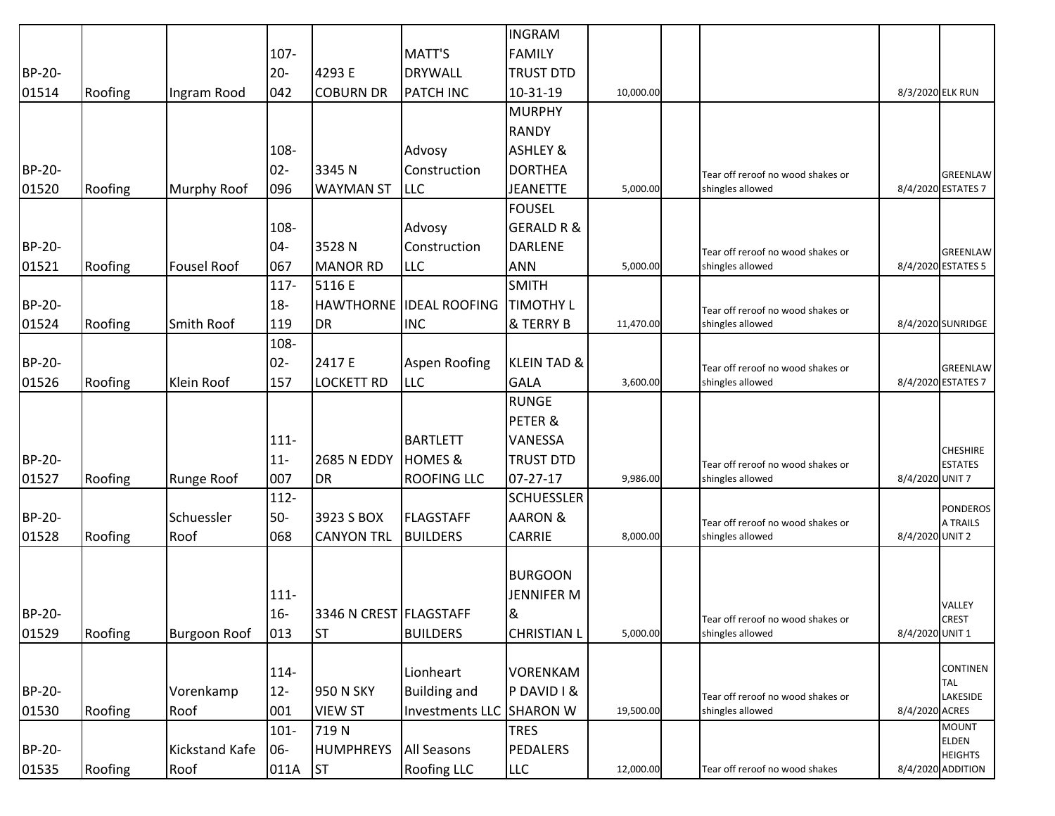| | | | | | | | | | | | |
|---|---|---|---|---|---|---|---|---|---|---|---|
| BP-20-01514 | Roofing | Ingram Rood | 107-20-042 | 4293 E COBURN DR | MATT'S DRYWALL PATCH INC | INGRAM FAMILY TRUST DTD 10-31-19 | 10,000.00 | | | 8/3/2020 | ELK RUN |
| BP-20-01520 | Roofing | Murphy Roof | 108-02-096 | 3345 N WAYMAN ST | Advosy Construction LLC | MURPHY RANDY ASHLEY & DORTHEA JEANETTE | 5,000.00 | | Tear off reroof no wood shakes or shingles allowed | 8/4/2020 | GREENLAW ESTATES 7 |
| BP-20-01521 | Roofing | Fousel Roof | 108-04-067 | 3528 N MANOR RD | Advosy Construction LLC | FOUSEL GERALD R & DARLENE ANN | 5,000.00 | | Tear off reroof no wood shakes or shingles allowed | 8/4/2020 | GREENLAW ESTATES 5 |
| BP-20-01524 | Roofing | Smith Roof | 117-18-119 | 5116 E HAWTHORNE DR | IDEAL ROOFING INC | SMITH TIMOTHY L & TERRY B | 11,470.00 | | Tear off reroof no wood shakes or shingles allowed | 8/4/2020 | SUNRIDGE |
| BP-20-01526 | Roofing | Klein Roof | 108-02-157 | 2417 E LOCKETT RD | Aspen Roofing LLC | KLEIN TAD & GALA | 3,600.00 | | Tear off reroof no wood shakes or shingles allowed | 8/4/2020 | GREENLAW ESTATES 7 |
| BP-20-01527 | Roofing | Runge Roof | 111-11-007 | 2685 N EDDY DR | BARTLETT HOMES & ROOFING LLC | RUNGE PETER & VANESSA TRUST DTD 07-27-17 | 9,986.00 | | Tear off reroof no wood shakes or shingles allowed | 8/4/2020 | CHESHIRE ESTATES UNIT 7 |
| BP-20-01528 | Roofing | Schuessler Roof | 112-50-068 | 3923 S BOX CANYON TRL | FLAGSTAFF BUILDERS | SCHUESSLER AARON & CARRIE | 8,000.00 | | Tear off reroof no wood shakes or shingles allowed | 8/4/2020 | PONDEROSA TRAILS UNIT 2 |
| BP-20-01529 | Roofing | Burgoon Roof | 111-16-013 | 3346 N CREST ST | FLAGSTAFF BUILDERS | BURGOON JENNIFER M & CHRISTIAN L | 5,000.00 | | Tear off reroof no wood shakes or shingles allowed | 8/4/2020 | VALLEY CREST UNIT 1 |
| BP-20-01530 | Roofing | Vorenkamp Roof | 114-12-001 | 950 N SKY VIEW ST | Lionheart Building and Investments LLC | VORENKAMP DAVID I & SHARON W | 19,500.00 | | Tear off reroof no wood shakes or shingles allowed | 8/4/2020 | CONTINENTAL LAKESIDE ACRES |
| BP-20-01535 | Roofing | Kickstand Kafe Roof | 101-06-011A | 719 N HUMPHREYS ST | All Seasons Roofing LLC | TRES PEDALERS LLC | 12,000.00 | | Tear off reroof no wood shakes | 8/4/2020 | MOUNT ELDEN HEIGHTS ADDITION |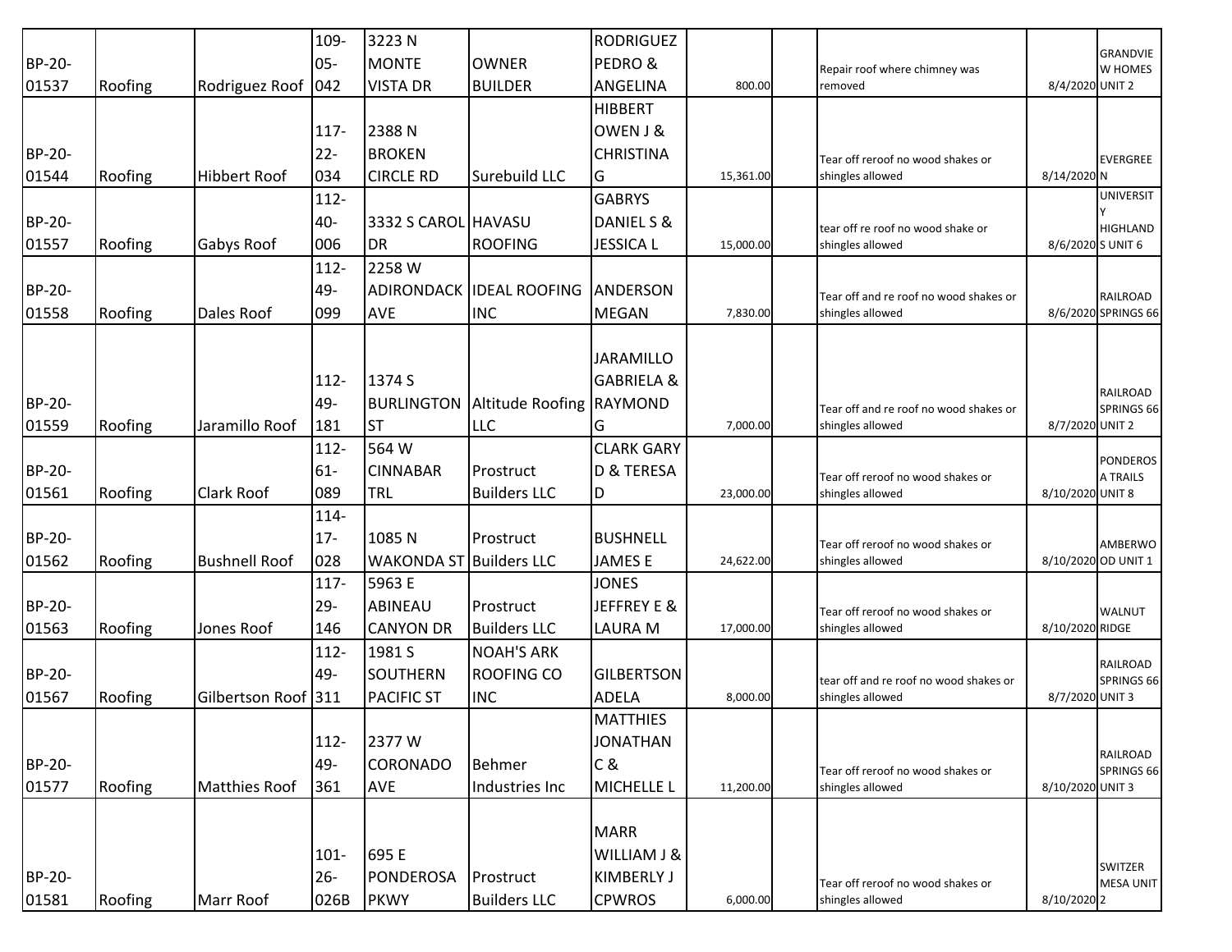| | | | | | | | | | | | |
|---|---|---|---|---|---|---|---|---|---|---|---|
| BP-20-01537 | Roofing | Rodriguez Roof | 109-05-042 | 3223 N MONTE VISTA DR | OWNER BUILDER | RODRIGUEZ PEDRO & ANGELINA | 800.00 | | Repair roof where chimney was removed | 8/4/2020 | GRANDVIEW HOMES UNIT 2 |
| BP-20-01544 | Roofing | Hibbert Roof | 117-22-034 | 2388 N BROKEN CIRCLE RD | Surebuild LLC | HIBBERT OWEN J & CHRISTINA G | 15,361.00 | | Tear off reroof no wood shakes or shingles allowed | 8/14/2020 | EVERGREEN |
| BP-20-01557 | Roofing | Gabys Roof | 112-40-006 | 3332 S CAROL DR | HAVASU ROOFING | GABRYS DANIEL S & JESSICA L | 15,000.00 | | tear off re roof no wood shake or shingles allowed | 8/6/2020 | UNIVERSITY HIGHLANDS UNIT 6 |
| BP-20-01558 | Roofing | Dales Roof | 112-49-099 | 2258 W ADIRONDACK AVE | IDEAL ROOFING INC | ANDERSON MEGAN | 7,830.00 | | Tear off and re roof no wood shakes or shingles allowed | 8/6/2020 | RAILROAD SPRINGS 66 |
| BP-20-01559 | Roofing | Jaramillo Roof | 112-49-181 | 1374 S BURLINGTON ST | Altitude Roofing LLC | JARAMILLO GABRIELA & RAYMOND G | 7,000.00 | | Tear off and re roof no wood shakes or shingles allowed | 8/7/2020 | RAILROAD SPRINGS 66 UNIT 2 |
| BP-20-01561 | Roofing | Clark Roof | 112-61-089 | 564 W CINNABAR TRL | Prostruct Builders LLC | CLARK GARY D & TERESA D | 23,000.00 | | Tear off reroof no wood shakes or shingles allowed | 8/10/2020 | PONDEROSA TRAILS UNIT 8 |
| BP-20-01562 | Roofing | Bushnell Roof | 114-17-028 | 1085 N WAKONDA ST | Prostruct Builders LLC | BUSHNELL JAMES E | 24,622.00 | | Tear off reroof no wood shakes or shingles allowed | 8/10/2020 | AMBERWOOD UNIT 1 |
| BP-20-01563 | Roofing | Jones Roof | 117-29-146 | 5963 E ABINEAU CANYON DR | Prostruct Builders LLC | JONES JEFFREY E & LAURA M | 17,000.00 | | Tear off reroof no wood shakes or shingles allowed | 8/10/2020 | WALNUT RIDGE |
| BP-20-01567 | Roofing | Gilbertson Roof | 112-49-311 | 1981 S SOUTHERN PACIFIC ST | NOAH'S ARK ROOFING CO INC | GILBERTSON ADELA | 8,000.00 | | tear off and re roof no wood shakes or shingles allowed | 8/7/2020 | RAILROAD SPRINGS 66 UNIT 3 |
| BP-20-01577 | Roofing | Matthies Roof | 112-49-361 | 2377 W CORONADO AVE | Behmer Industries Inc | MATTHIES JONATHAN C & MICHELLE L | 11,200.00 | | Tear off reroof no wood shakes or shingles allowed | 8/10/2020 | RAILROAD SPRINGS 66 UNIT 3 |
| BP-20-01581 | Roofing | Marr Roof | 101-26-026B | 695 E PONDEROSA PKWY | Prostruct Builders LLC | MARR WILLIAM J & KIMBERLY J CPWROS | 6,000.00 | | Tear off reroof no wood shakes or shingles allowed | 8/10/2020 | SWITZER MESA UNIT 2 |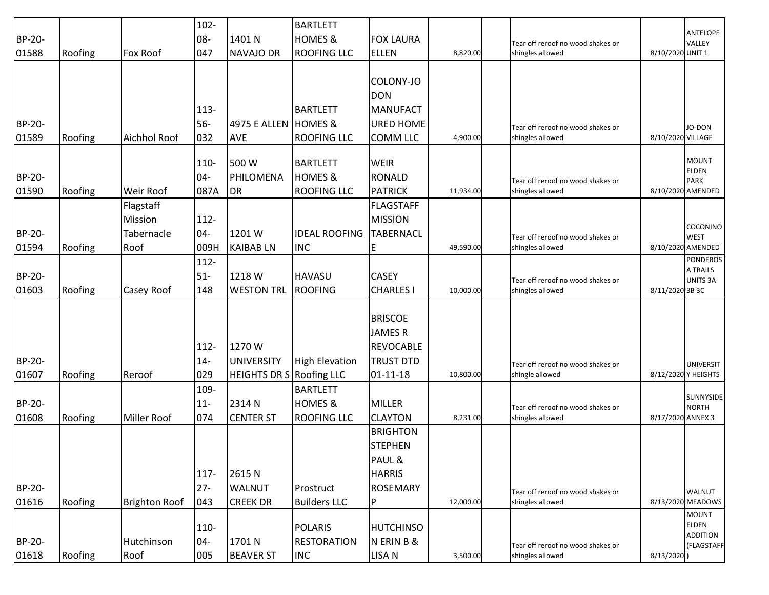| | | | | | | | | | | | |
|---|---|---|---|---|---|---|---|---|---|---|---|
| BP-20-01588 | Roofing | Fox Roof | 102-08-047 | 1401 N NAVAJO DR | BARTLETT HOMES & ROOFING LLC | FOX LAURA ELLEN | 8,820.00 | | Tear off reroof no wood shakes or shingles allowed | 8/10/2020 | ANTELOPE VALLEY UNIT 1 |
| BP-20-01589 | Roofing | Aichhol Roof | 113-56-032 | 4975 E ALLEN AVE | BARTLETT HOMES & ROOFING LLC | COLONY-JO DON MANUFACTURED HOME COMM LLC | 4,900.00 | | Tear off reroof no wood shakes or shingles allowed | 8/10/2020 | JO-DON VILLAGE |
| BP-20-01590 | Roofing | Weir Roof | 110-04-087A | 500 W PHILOMENA DR | BARTLETT HOMES & ROOFING LLC | WEIR RONALD PATRICK | 11,934.00 | | Tear off reroof no wood shakes or shingles allowed | 8/10/2020 | MOUNT ELDEN PARK AMENDED |
| BP-20-01594 | Roofing | Flagstaff Mission Tabernacle Roof | 112-04-009H | 1201 W KAIBAB LN | IDEAL ROOFING INC | FLAGSTAFF MISSION TABERNACLE | 49,590.00 | | Tear off reroof no wood shakes or shingles allowed | 8/10/2020 | COCONINO WEST AMENDED |
| BP-20-01603 | Roofing | Casey Roof | 112-51-148 | 1218 W WESTON TRL | HAVASU ROOFING | CASEY CHARLES I | 10,000.00 | | Tear off reroof no wood shakes or shingles allowed | 8/11/2020 | PONDEROSA TRAILS UNITS 3A 3B 3C |
| BP-20-01607 | Roofing | Reroof | 112-14-029 | 1270 W UNIVERSITY HEIGHTS DR S | High Elevation Roofing LLC | BRISCOE JAMES R REVOCABLE TRUST DTD 01-11-18 | 10,800.00 | | Tear off reroof no wood shakes or shingle allowed | 8/12/2020 | UNIVERSITY HEIGHTS |
| BP-20-01608 | Roofing | Miller Roof | 109-11-074 | 2314 N CENTER ST | BARTLETT HOMES & ROOFING LLC | MILLER CLAYTON | 8,231.00 | | Tear off reroof no wood shakes or shingles allowed | 8/17/2020 | SUNNYSIDE NORTH ANNEX 3 |
| BP-20-01616 | Roofing | Brighton Roof | 117-27-043 | 2615 N WALNUT CREEK DR | Prostruct Builders LLC | BRIGHTON STEPHEN PAUL & HARRIS ROSEMARY P | 12,000.00 | | Tear off reroof no wood shakes or shingles allowed | 8/13/2020 | WALNUT MEADOWS |
| BP-20-01618 | Roofing | Hutchinson Roof | 110-04-005 | 1701 N BEAVER ST | POLARIS RESTORATION INC | HUTCHINSON ERIN B & LISA N | 3,500.00 | | Tear off reroof no wood shakes or shingles allowed | 8/13/2020 | MOUNT ELDEN ADDITION (FLAGSTAFF) |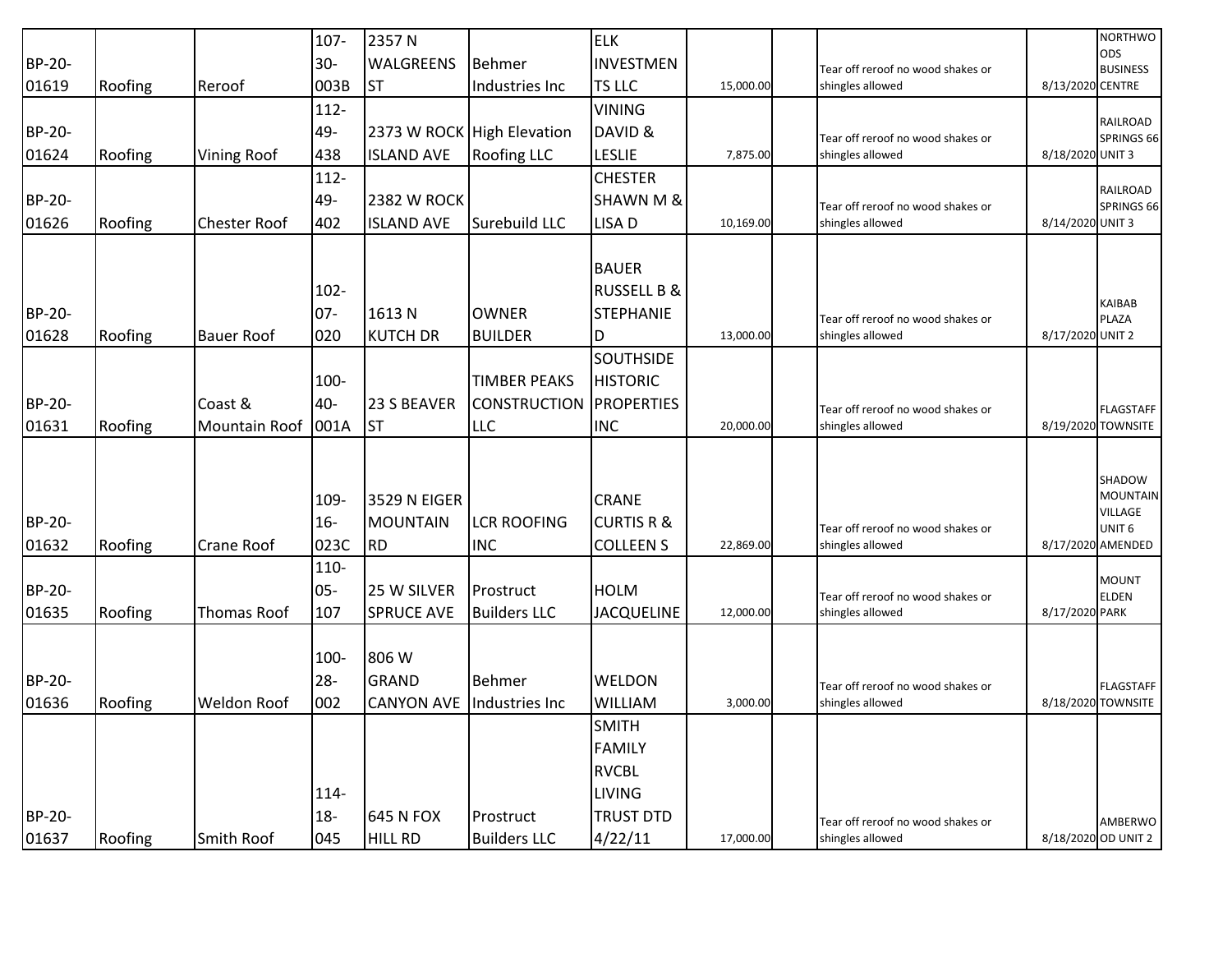| BP-20-01619 | Roofing | Reroof | 107-30-003B | 2357 N WALGREENS ST | Behmer Industries Inc | ELK INVESTMENTS LLC | 15,000.00 | | Tear off reroof no wood shakes or shingles allowed | 8/13/2020 | NORTHWOODS BUSINESS CENTRE |
|---|---|---|---|---|---|---|---|---|---|---|---|
| BP-20-01624 | Roofing | Vining Roof | 112-49-438 | 2373 W ROCK ISLAND AVE | High Elevation Roofing LLC | VINING DAVID & LESLIE | 7,875.00 | | Tear off reroof no wood shakes or shingles allowed | 8/18/2020 | RAILROAD SPRINGS 66 UNIT 3 |
| BP-20-01626 | Roofing | Chester Roof | 112-49-402 | 2382 W ROCK ISLAND AVE | Surebuild LLC | CHESTER SHAWN M & LISA D | 10,169.00 | | Tear off reroof no wood shakes or shingles allowed | 8/14/2020 | RAILROAD SPRINGS 66 UNIT 3 |
| BP-20-01628 | Roofing | Bauer Roof | 102-07-020 | 1613 N KUTCH DR | OWNER BUILDER | BAUER RUSSELL B & STEPHANIE D | 13,000.00 | | Tear off reroof no wood shakes or shingles allowed | 8/17/2020 | KAIBAB PLAZA UNIT 2 |
| BP-20-01631 | Roofing | Coast & Mountain Roof | 100-40-001A | 23 S BEAVER ST | TIMBER PEAKS CONSTRUCTION LLC | SOUTHSIDE HISTORIC PROPERTIES INC | 20,000.00 | | Tear off reroof no wood shakes or shingles allowed | 8/19/2020 | FLAGSTAFF TOWNSITE |
| BP-20-01632 | Roofing | Crane Roof | 109-16-023C | 3529 N EIGER MOUNTAIN RD | LCR ROOFING INC | CRANE CURTIS R & COLLEEN S | 22,869.00 | | Tear off reroof no wood shakes or shingles allowed | 8/17/2020 | SHADOW MOUNTAIN VILLAGE UNIT 6 AMENDED |
| BP-20-01635 | Roofing | Thomas Roof | 110-05-107 | 25 W SILVER SPRUCE AVE | Prostruct Builders LLC | HOLM JACQUELINE | 12,000.00 | | Tear off reroof no wood shakes or shingles allowed | 8/17/2020 | MOUNT ELDEN PARK |
| BP-20-01636 | Roofing | Weldon Roof | 100-28-002 | 806 W GRAND CANYON AVE | Behmer Industries Inc | WELDON WILLIAM | 3,000.00 | | Tear off reroof no wood shakes or shingles allowed | 8/18/2020 | FLAGSTAFF TOWNSITE |
| BP-20-01637 | Roofing | Smith Roof | 114-18-045 | 645 N FOX HILL RD | Prostruct Builders LLC | SMITH FAMILY RVCBL LIVING TRUST DTD 4/22/11 | 17,000.00 | | Tear off reroof no wood shakes or shingles allowed | 8/18/2020 | AMBERWOOD UNIT 2 |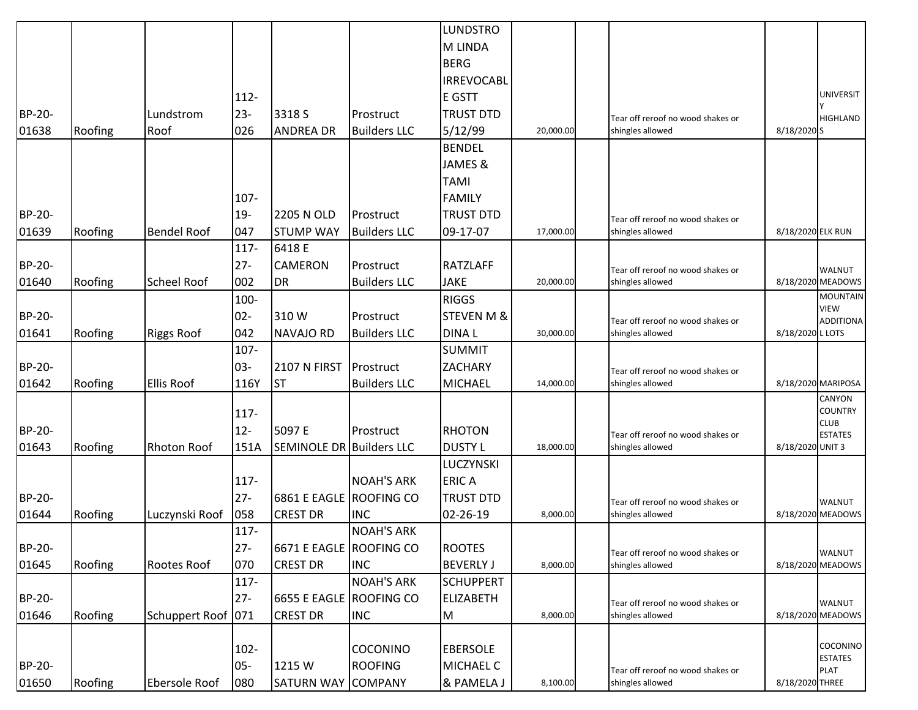| | | | | | | | | | | | |
|---|---|---|---|---|---|---|---|---|---|---|---|
| BP-20-01638 | Roofing | Lundstrom Roof | 112-23-026 | 3318 S ANDREA DR | Prostruct Builders LLC | LUNDSTROM LINDA BERG IRREVOCABLE GSTT TRUST DTD 5/12/99 | 20,000.00 | | Tear off reroof no wood shakes or shingles allowed | 8/18/2020 | UNIVERSITY HIGHLANDS |
| BP-20-01639 | Roofing | Bendel Roof | 107-19-047 | 2205 N OLD STUMP WAY | Prostruct Builders LLC | BENDEL JAMES & TAMI FAMILY TRUST DTD 09-17-07 | 17,000.00 | | Tear off reroof no wood shakes or shingles allowed | 8/18/2020 | ELK RUN |
| BP-20-01640 | Roofing | Scheel Roof | 117-27-002 | 6418 E CAMERON DR | Prostruct Builders LLC | RATZLAFF JAKE | 20,000.00 | | Tear off reroof no wood shakes or shingles allowed | 8/18/2020 | WALNUT MEADOWS |
| BP-20-01641 | Roofing | Riggs Roof | 100-02-042 | 310 W NAVAJO RD | Prostruct Builders LLC | RIGGS STEVEN M & DINA L | 30,000.00 | | Tear off reroof no wood shakes or shingles allowed | 8/18/2020 | MOUNTAIN VIEW ADDITIONAL LOTS |
| BP-20-01642 | Roofing | Ellis Roof | 107-03-116Y | 2107 N FIRST ST | Prostruct Builders LLC | SUMMIT ZACHARY MICHAEL | 14,000.00 | | Tear off reroof no wood shakes or shingles allowed | 8/18/2020 | MARIPOSA |
| BP-20-01643 | Roofing | Rhoton Roof | 117-12-151A | 5097 E SEMINOLE DR | Prostruct Builders LLC | RHOTON DUSTY L | 18,000.00 | | Tear off reroof no wood shakes or shingles allowed | 8/18/2020 | CANYON COUNTRY CLUB ESTATES UNIT 3 |
| BP-20-01644 | Roofing | Luczynski Roof | 117-27-058 | 6861 E EAGLE CREST DR | NOAH'S ARK ROOFING CO INC | LUCZYNSKI ERIC A TRUST DTD 02-26-19 | 8,000.00 | | Tear off reroof no wood shakes or shingles allowed | 8/18/2020 | WALNUT MEADOWS |
| BP-20-01645 | Roofing | Rootes Roof | 117-27-070 | 6671 E EAGLE CREST DR | NOAH'S ARK ROOFING CO INC | ROOTES BEVERLY J | 8,000.00 | | Tear off reroof no wood shakes or shingles allowed | 8/18/2020 | WALNUT MEADOWS |
| BP-20-01646 | Roofing | Schuppert Roof | 117-27-071 | 6655 E EAGLE CREST DR | NOAH'S ARK ROOFING CO INC | SCHUPPERT ELIZABETH M | 8,000.00 | | Tear off reroof no wood shakes or shingles allowed | 8/18/2020 | WALNUT MEADOWS |
| BP-20-01650 | Roofing | Ebersole Roof | 102-05-080 | 1215 W SATURN WAY | COCONINO ROOFING COMPANY | EBERSOLE MICHAEL C & PAMELA J | 8,100.00 | | Tear off reroof no wood shakes or shingles allowed | 8/18/2020 | COCONINO ESTATES PLAT THREE |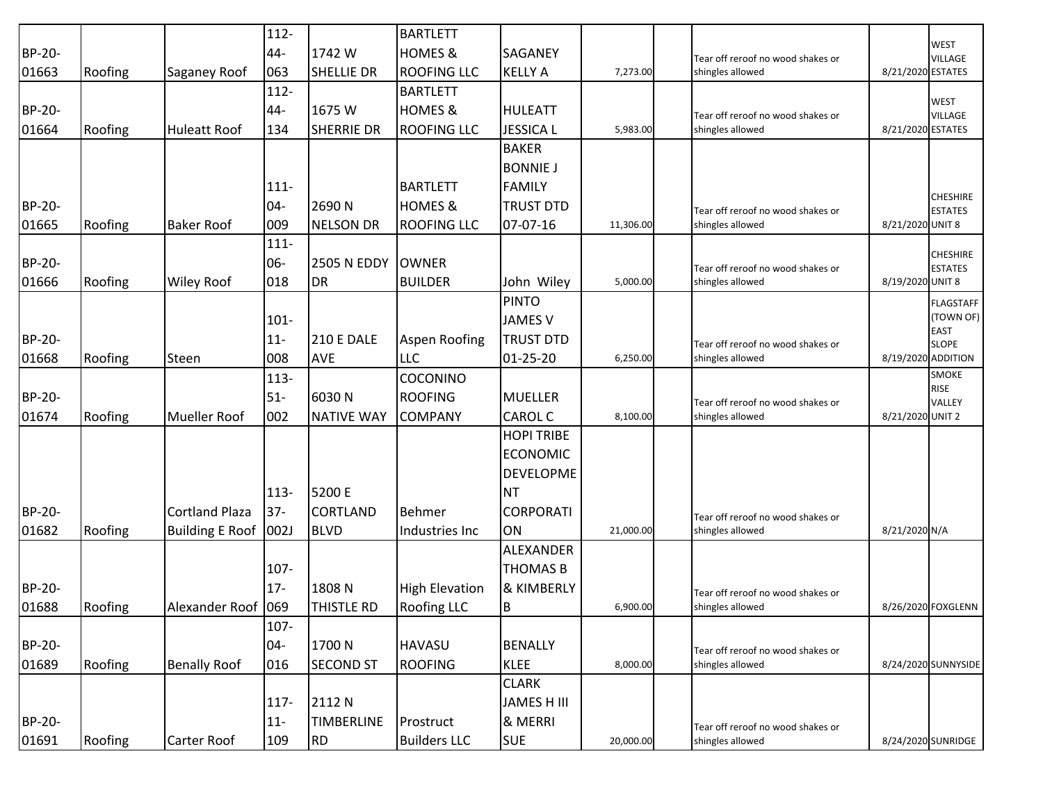| | | | | | | | | | | | |
|---|---|---|---|---|---|---|---|---|---|---|---|
| BP-20-01663 | Roofing | Saganey Roof | 112-44-063 | 1742 W SHELLIE DR | BARTLETT HOMES & ROOFING LLC | SAGANEY KELLY A | 7,273.00 | | Tear off reroof no wood shakes or shingles allowed | 8/21/2020 | WEST VILLAGE ESTATES |
| BP-20-01664 | Roofing | Huleatt Roof | 112-44-134 | 1675 W SHERRIE DR | BARTLETT HOMES & ROOFING LLC | HULEATT JESSICA L | 5,983.00 | | Tear off reroof no wood shakes or shingles allowed | 8/21/2020 | WEST VILLAGE ESTATES |
| BP-20-01665 | Roofing | Baker Roof | 111-04-009 | 2690 N NELSON DR | BARTLETT HOMES & ROOFING LLC | BAKER BONNIE J FAMILY TRUST DTD 07-07-16 | 11,306.00 | | Tear off reroof no wood shakes or shingles allowed | 8/21/2020 | CHESHIRE ESTATES UNIT 8 |
| BP-20-01666 | Roofing | Wiley Roof | 111-06-018 | 2505 N EDDY DR | OWNER BUILDER | John Wiley | 5,000.00 | | Tear off reroof no wood shakes or shingles allowed | 8/19/2020 | CHESHIRE ESTATES UNIT 8 |
| BP-20-01668 | Roofing | Steen | 101-11-008 | 210 E DALE AVE | Aspen Roofing LLC | PINTO JAMES V TRUST DTD 01-25-20 | 6,250.00 | | Tear off reroof no wood shakes or shingles allowed | 8/19/2020 | FLAGSTAFF (TOWN OF) EAST SLOPE ADDITION |
| BP-20-01674 | Roofing | Mueller Roof | 113-51-002 | 6030 N NATIVE WAY | COCONINO ROOFING COMPANY | MUELLER CAROL C | 8,100.00 | | Tear off reroof no wood shakes or shingles allowed | 8/21/2020 | SMOKE RISE VALLEY UNIT 2 |
| BP-20-01682 | Roofing | Cortland Plaza Building E Roof | 113-37-002J | 5200 E CORTLAND BLVD | Behmer Industries Inc | HOPI TRIBE ECONOMIC DEVELOPMENT CORPORATION | 21,000.00 | | Tear off reroof no wood shakes or shingles allowed | 8/21/2020 | N/A |
| BP-20-01688 | Roofing | Alexander Roof | 107-17-069 | 1808 N THISTLE RD | High Elevation Roofing LLC | ALEXANDER THOMAS B & KIMBERLY B | 6,900.00 | | Tear off reroof no wood shakes or shingles allowed | 8/26/2020 | FOXGLENN |
| BP-20-01689 | Roofing | Benally Roof | 107-04-016 | 1700 N SECOND ST | HAVASU ROOFING | BENALLY KLEE | 8,000.00 | | Tear off reroof no wood shakes or shingles allowed | 8/24/2020 | SUNNYSIDE |
| BP-20-01691 | Roofing | Carter Roof | 117-11-109 | 2112 N TIMBERLINE RD | Prostruct Builders LLC | CLARK JAMES H III & MERRI SUE | 20,000.00 | | Tear off reroof no wood shakes or shingles allowed | 8/24/2020 | SUNRIDGE |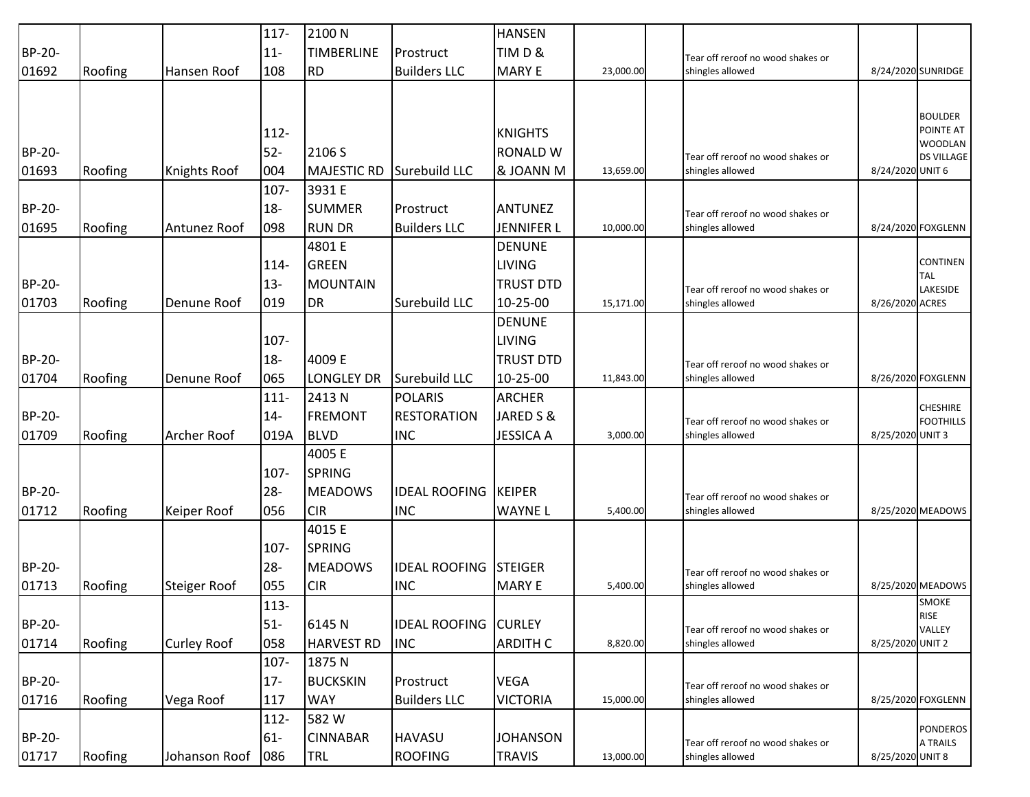| | | | | | | | | | | | |
|---|---|---|---|---|---|---|---|---|---|---|---|
| BP-20-01692 | Roofing | Hansen Roof | 117-11-108 | 2100 N TIMBERLINE RD | Prostruct Builders LLC | HANSEN TIM D & MARY E | 23,000.00 | | Tear off reroof no wood shakes or shingles allowed | 8/24/2020 | SUNRIDGE |
| BP-20-01693 | Roofing | Knights Roof | 112-52-004 | 2106 S MAJESTIC RD | Surebuild LLC | KNIGHTS RONALD W & JOANN M | 13,659.00 | | Tear off reroof no wood shakes or shingles allowed | 8/24/2020 | BOULDER POINTE AT WOODLANDS VILLAGE UNIT 6 |
| BP-20-01695 | Roofing | Antunez Roof | 107-18-098 | 3931 E SUMMER RUN DR | Prostruct Builders LLC | ANTUNEZ JENNIFER L | 10,000.00 | | Tear off reroof no wood shakes or shingles allowed | 8/24/2020 | FOXGLENN |
| BP-20-01703 | Roofing | Denune Roof | 114-13-019 | 4801 E GREEN MOUNTAIN DR | Surebuild LLC | DENUNE LIVING TRUST DTD 10-25-00 | 15,171.00 | | Tear off reroof no wood shakes or shingles allowed | 8/26/2020 | CONTINENTAL LAKESIDE ACRES |
| BP-20-01704 | Roofing | Denune Roof | 107-18-065 | 4009 E LONGLEY DR | Surebuild LLC | DENUNE LIVING TRUST DTD 10-25-00 | 11,843.00 | | Tear off reroof no wood shakes or shingles allowed | 8/26/2020 | FOXGLENN |
| BP-20-01709 | Roofing | Archer Roof | 111-14-019A | 2413 N FREMONT BLVD | POLARIS RESTORATION INC | ARCHER JARED S & JESSICA A | 3,000.00 | | Tear off reroof no wood shakes or shingles allowed | 8/25/2020 | CHESHIRE FOOTHILLS UNIT 3 |
| BP-20-01712 | Roofing | Keiper Roof | 107-28-056 | 4005 E SPRING MEADOWS CIR | IDEAL ROOFING INC | KEIPER WAYNE L | 5,400.00 | | Tear off reroof no wood shakes or shingles allowed | 8/25/2020 | MEADOWS |
| BP-20-01713 | Roofing | Steiger Roof | 107-28-055 | 4015 E SPRING MEADOWS CIR | IDEAL ROOFING INC | STEIGER MARY E | 5,400.00 | | Tear off reroof no wood shakes or shingles allowed | 8/25/2020 | MEADOWS |
| BP-20-01714 | Roofing | Curley Roof | 113-51-058 | 6145 N HARVEST RD | IDEAL ROOFING INC | CURLEY ARDITH C | 8,820.00 | | Tear off reroof no wood shakes or shingles allowed | 8/25/2020 | SMOKE RISE VALLEY UNIT 2 |
| BP-20-01716 | Roofing | Vega Roof | 107-17-117 | 1875 N BUCKSKIN WAY | Prostruct Builders LLC | VEGA VICTORIA | 15,000.00 | | Tear off reroof no wood shakes or shingles allowed | 8/25/2020 | FOXGLENN |
| BP-20-01717 | Roofing | Johanson Roof | 112-61-086 | 582 W CINNABAR TRL | HAVASU ROOFING | JOHANSON TRAVIS | 13,000.00 | | Tear off reroof no wood shakes or shingles allowed | 8/25/2020 | PONDEROSA TRAILS UNIT 8 |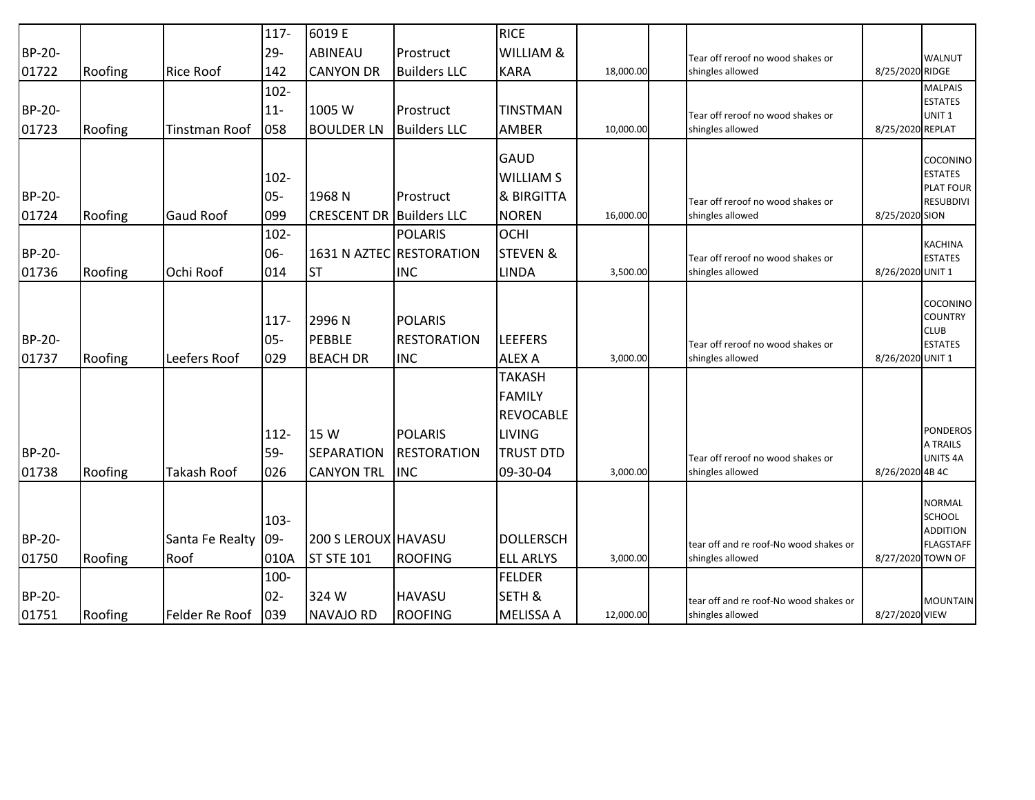| | | | | | | | | | | | |
|---|---|---|---|---|---|---|---|---|---|---|---|
| BP-20-01722 | Roofing | Rice Roof | 117-29-142 | 6019 E ABINEAU CANYON DR | Prostruct Builders LLC | RICE WILLIAM & KARA | 18,000.00 | | Tear off reroof no wood shakes or shingles allowed | 8/25/2020 | WALNUT RIDGE |
| BP-20-01723 | Roofing | Tinstman Roof | 102-11-058 | 1005 W BOULDER LN | Prostruct Builders LLC | TINSTMAN AMBER | 10,000.00 | | Tear off reroof no wood shakes or shingles allowed | 8/25/2020 | MALPAIS ESTATES UNIT 1 REPLAT |
| BP-20-01724 | Roofing | Gaud Roof | 102-05-099 | 1968 N CRESCENT DR | Prostruct Builders LLC | GAUD WILLIAM S & BIRGITTA NOREN | 16,000.00 | | Tear off reroof no wood shakes or shingles allowed | 8/25/2020 | COCONINO ESTATES PLAT FOUR RESUBDIVISION |
| BP-20-01736 | Roofing | Ochi Roof | 102-06-014 | 1631 N AZTEC ST | POLARIS RESTORATION INC | OCHI STEVEN & LINDA | 3,500.00 | | Tear off reroof no wood shakes or shingles allowed | 8/26/2020 | KACHINA ESTATES UNIT 1 |
| BP-20-01737 | Roofing | Leefers Roof | 117-05-029 | 2996 N PEBBLE BEACH DR | POLARIS RESTORATION INC | LEEFERS ALEX A | 3,000.00 | | Tear off reroof no wood shakes or shingles allowed | 8/26/2020 | COCONINO COUNTRY CLUB ESTATES UNIT 1 |
| BP-20-01738 | Roofing | Takash Roof | 112-59-026 | 15 W SEPARATION CANYON TRL | POLARIS RESTORATION INC | TAKASH FAMILY REVOCABLE LIVING TRUST DTD 09-30-04 | 3,000.00 | | Tear off reroof no wood shakes or shingles allowed | 8/26/2020 | PONDEROSA TRAILS UNITS 4A 4B 4C |
| BP-20-01750 | Roofing | Santa Fe Realty Roof | 103-09-010A | 200 S LEROUX ST STE 101 | HAVASU ROOFING | DOLLERSCHELL ARLYS | 3,000.00 | | tear off and re roof-No wood shakes or shingles allowed | 8/27/2020 | NORMAL SCHOOL ADDITION FLAGSTAFF TOWN OF |
| BP-20-01751 | Roofing | Felder Re Roof | 100-02-039 | 324 W NAVAJO RD | HAVASU ROOFING | FELDER SETH & MELISSA A | 12,000.00 | | tear off and re roof-No wood shakes or shingles allowed | 8/27/2020 | MOUNTAIN VIEW |